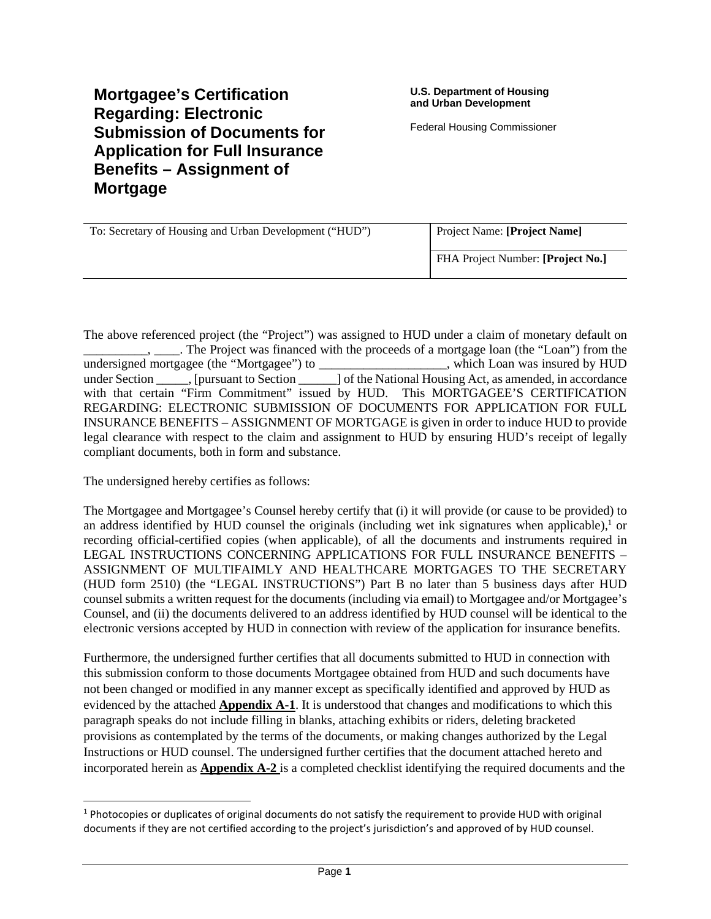# Mortgagee's Certification Regarding: Electronic Submission of Documents for Application for Full Insurance Benefits – Assignment of Mortgage

**U.S. Department of Housing and Urban Development**

Federal Housing Commissioner

| To: Secretary of Housing and Urban Development ("HUD") | Project Name: **[Project Name]** |
| --- | --- |
| | FHA Project Number: **[Project No.]** |

The above referenced project (the "Project") was assigned to HUD under a claim of monetary default on __________, ____. The Project was financed with the proceeds of a mortgage loan (the "Loan") from the undersigned mortgagee (the "Mortgagee") to ____________________, which Loan was insured by HUD under Section _____, [pursuant to Section ______] of the National Housing Act, as amended, in accordance with that certain "Firm Commitment" issued by HUD. This MORTGAGEE'S CERTIFICATION REGARDING: ELECTRONIC SUBMISSION OF DOCUMENTS FOR APPLICATION FOR FULL INSURANCE BENEFITS – ASSIGNMENT OF MORTGAGE is given in order to induce HUD to provide legal clearance with respect to the claim and assignment to HUD by ensuring HUD's receipt of legally compliant documents, both in form and substance.

The undersigned hereby certifies as follows:

The Mortgagee and Mortgagee's Counsel hereby certify that (i) it will provide (or cause to be provided) to an address identified by HUD counsel the originals (including wet ink signatures when applicable),[1] or recording official-certified copies (when applicable), of all the documents and instruments required in LEGAL INSTRUCTIONS CONCERNING APPLICATIONS FOR FULL INSURANCE BENEFITS – ASSIGNMENT OF MULTIFAIMLY AND HEALTHCARE MORTGAGES TO THE SECRETARY (HUD form 2510) (the "LEGAL INSTRUCTIONS") Part B no later than 5 business days after HUD counsel submits a written request for the documents (including via email) to Mortgagee and/or Mortgagee's Counsel, and (ii) the documents delivered to an address identified by HUD counsel will be identical to the electronic versions accepted by HUD in connection with review of the application for insurance benefits.

Furthermore, the undersigned further certifies that all documents submitted to HUD in connection with this submission conform to those documents Mortgagee obtained from HUD and such documents have not been changed or modified in any manner except as specifically identified and approved by HUD as evidenced by the attached **Appendix A-1**. It is understood that changes and modifications to which this paragraph speaks do not include filling in blanks, attaching exhibits or riders, deleting bracketed provisions as contemplated by the terms of the documents, or making changes authorized by the Legal Instructions or HUD counsel. The undersigned further certifies that the document attached hereto and incorporated herein as **Appendix A-2** is a completed checklist identifying the required documents and the

[1] Photocopies or duplicates of original documents do not satisfy the requirement to provide HUD with original documents if they are not certified according to the project's jurisdiction's and approved of by HUD counsel.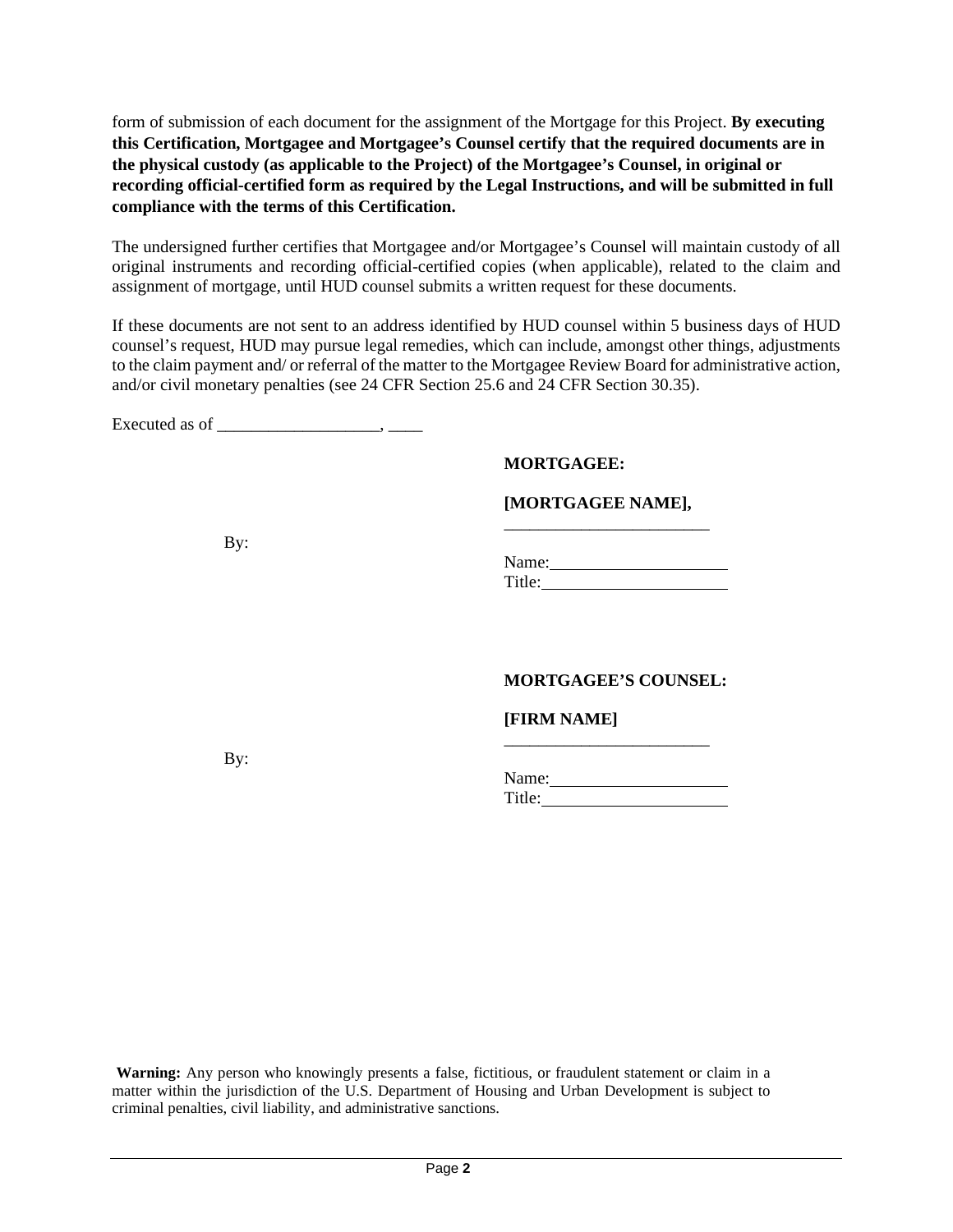form of submission of each document for the assignment of the Mortgage for this Project. **By executing this Certification, Mortgagee and Mortgagee's Counsel certify that the required documents are in the physical custody (as applicable to the Project) of the Mortgagee's Counsel, in original or recording official-certified form as required by the Legal Instructions, and will be submitted in full compliance with the terms of this Certification.**

The undersigned further certifies that Mortgagee and/or Mortgagee's Counsel will maintain custody of all original instruments and recording official-certified copies (when applicable), related to the claim and assignment of mortgage, until HUD counsel submits a written request for these documents.

If these documents are not sent to an address identified by HUD counsel within 5 business days of HUD counsel's request, HUD may pursue legal remedies, which can include, amongst other things, adjustments to the claim payment and/ or referral of the matter to the Mortgagee Review Board for administrative action, and/or civil monetary penalties (see 24 CFR Section 25.6 and 24 CFR Section 30.35).

Executed as of ___________________, ____

**MORTGAGEE:**

**[MORTGAGEE NAME],**

By: ________________________

Name: ____________________
Title: _____________________

**MORTGAGEE'S COUNSEL:**

**[FIRM NAME]**

By: ________________________

Name: ____________________
Title: _____________________

**Warning:** Any person who knowingly presents a false, fictitious, or fraudulent statement or claim in a matter within the jurisdiction of the U.S. Department of Housing and Urban Development is subject to criminal penalties, civil liability, and administrative sanctions.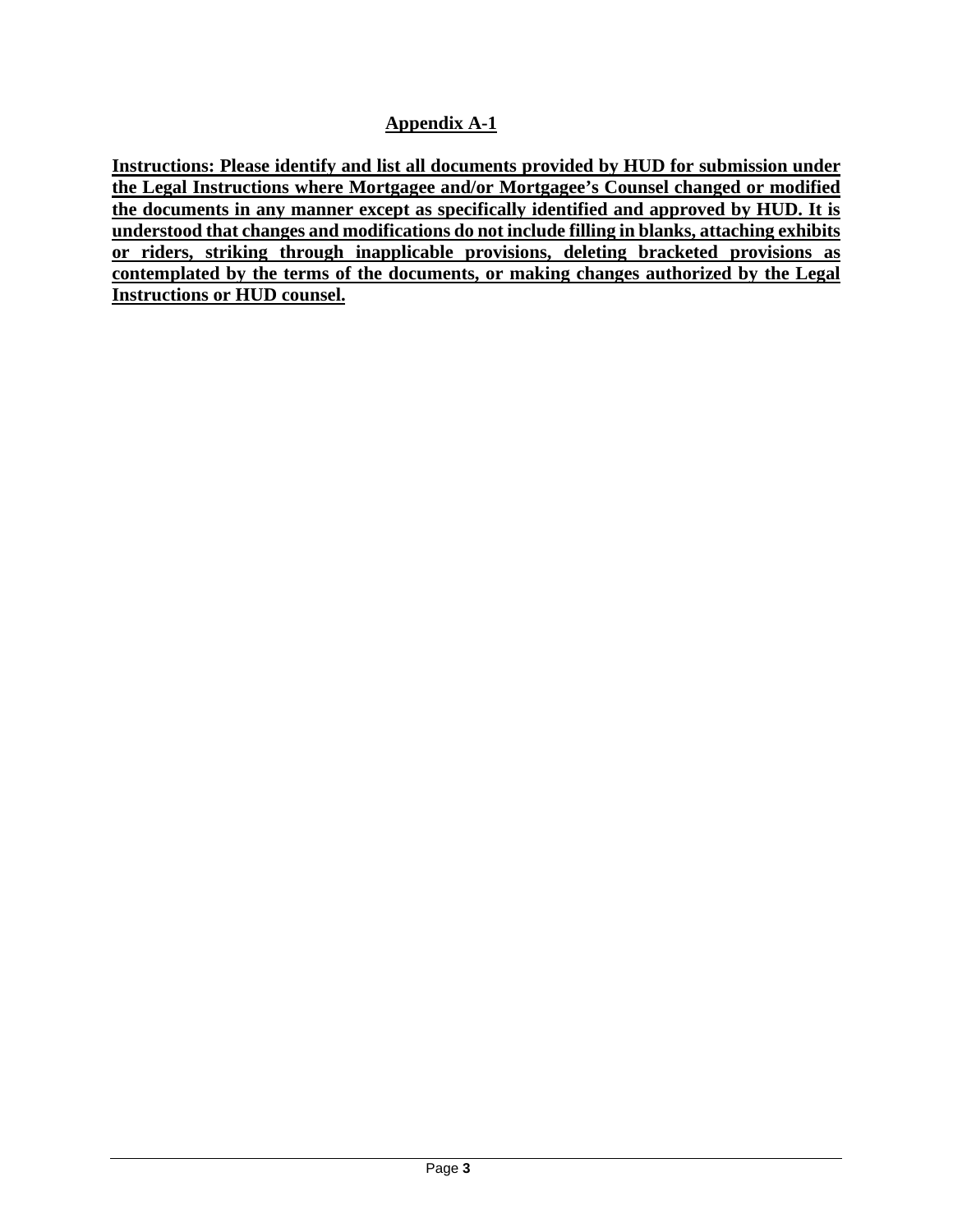## Appendix A-1

**Instructions: Please identify and list all documents provided by HUD for submission under the Legal Instructions where Mortgagee and/or Mortgagee's Counsel changed or modified the documents in any manner except as specifically identified and approved by HUD. It is understood that changes and modifications do not include filling in blanks, attaching exhibits or riders, striking through inapplicable provisions, deleting bracketed provisions as contemplated by the terms of the documents, or making changes authorized by the Legal Instructions or HUD counsel.**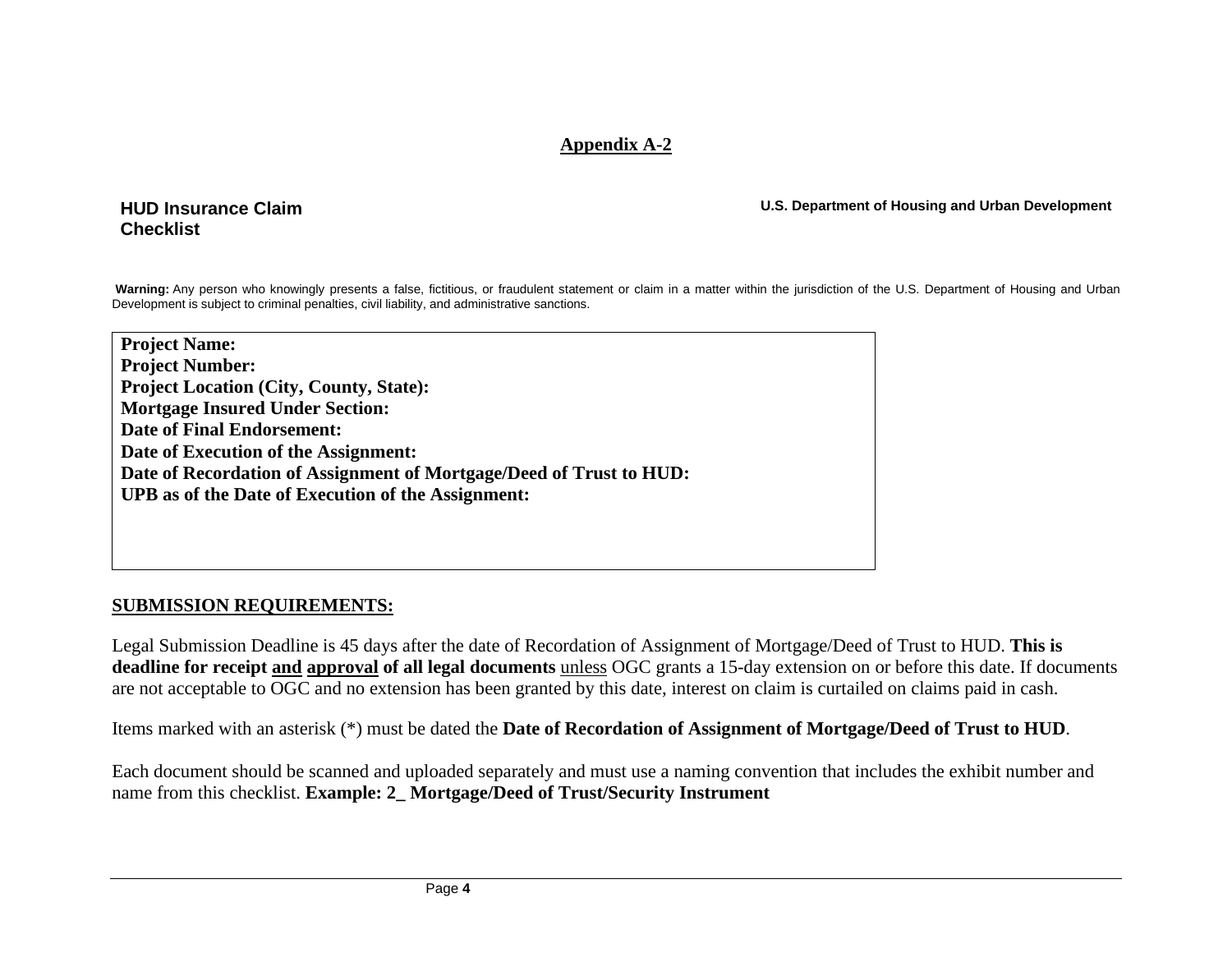# Appendix A-2

**HUD Insurance Claim Checklist**

**U.S. Department of Housing and Urban Development**

**Warning:** Any person who knowingly presents a false, fictitious, or fraudulent statement or claim in a matter within the jurisdiction of the U.S. Department of Housing and Urban Development is subject to criminal penalties, civil liability, and administrative sanctions.

**Project Name:**
**Project Number:**
**Project Location (City, County, State):**
**Mortgage Insured Under Section:**
**Date of Final Endorsement:**
**Date of Execution of the Assignment:**
**Date of Recordation of Assignment of Mortgage/Deed of Trust to HUD:**
**UPB as of the Date of Execution of the Assignment:**

## SUBMISSION REQUIREMENTS:

Legal Submission Deadline is 45 days after the date of Recordation of Assignment of Mortgage/Deed of Trust to HUD. **This is deadline for receipt and approval of all legal documents** unless OGC grants a 15-day extension on or before this date. If documents are not acceptable to OGC and no extension has been granted by this date, interest on claim is curtailed on claims paid in cash.

Items marked with an asterisk (*) must be dated the **Date of Recordation of Assignment of Mortgage/Deed of Trust to HUD**.

Each document should be scanned and uploaded separately and must use a naming convention that includes the exhibit number and name from this checklist. **Example: 2_ Mortgage/Deed of Trust/Security Instrument**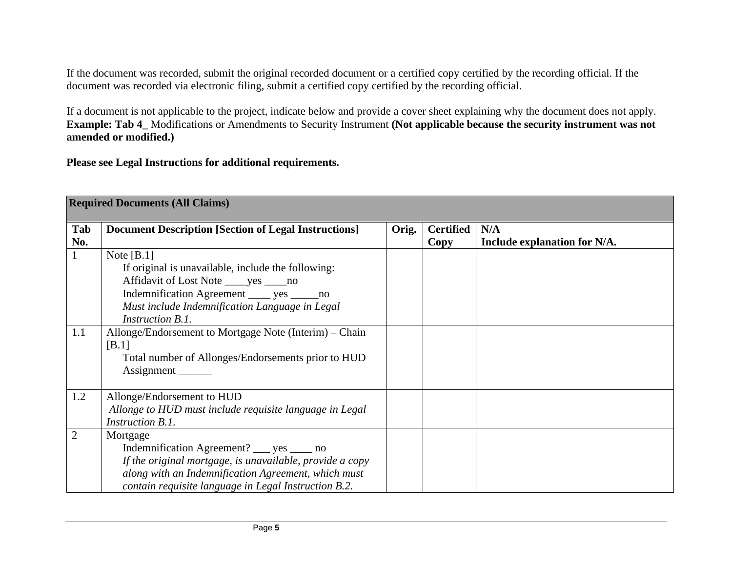If the document was recorded, submit the original recorded document or a certified copy certified by the recording official. If the document was recorded via electronic filing, submit a certified copy certified by the recording official.

If a document is not applicable to the project, indicate below and provide a cover sheet explaining why the document does not apply. **Example: Tab 4_** Modifications or Amendments to Security Instrument **(Not applicable because the security instrument was not amended or modified.)**

**Please see Legal Instructions for additional requirements.**

| **Required Documents (All Claims)** | | | | |
|---|---|---|---|---|
| **Tab No.** | **Document Description [Section of Legal Instructions]** | **Orig.** | **Certified Copy** | **N/A**<br>**Include explanation for N/A.** |
| 1 | Note [B.1]<br>If original is unavailable, include the following:<br>Affidavit of Lost Note ____yes ____no<br>Indemnification Agreement ____ yes _____no<br>*Must include Indemnification Language in Legal Instruction B.1.* | | | |
| 1.1 | Allonge/Endorsement to Mortgage Note (Interim) – Chain [B.1]<br>Total number of Allonges/Endorsements prior to HUD Assignment ______ | | | |
| 1.2 | Allonge/Endorsement to HUD<br>*Allonge to HUD must include requisite language in Legal Instruction B.1.* | | | |
| 2 | Mortgage<br>Indemnification Agreement? ___ yes ____ no<br>*If the original mortgage, is unavailable, provide a copy along with an Indemnification Agreement, which must contain requisite language in Legal Instruction B.2.* | | | |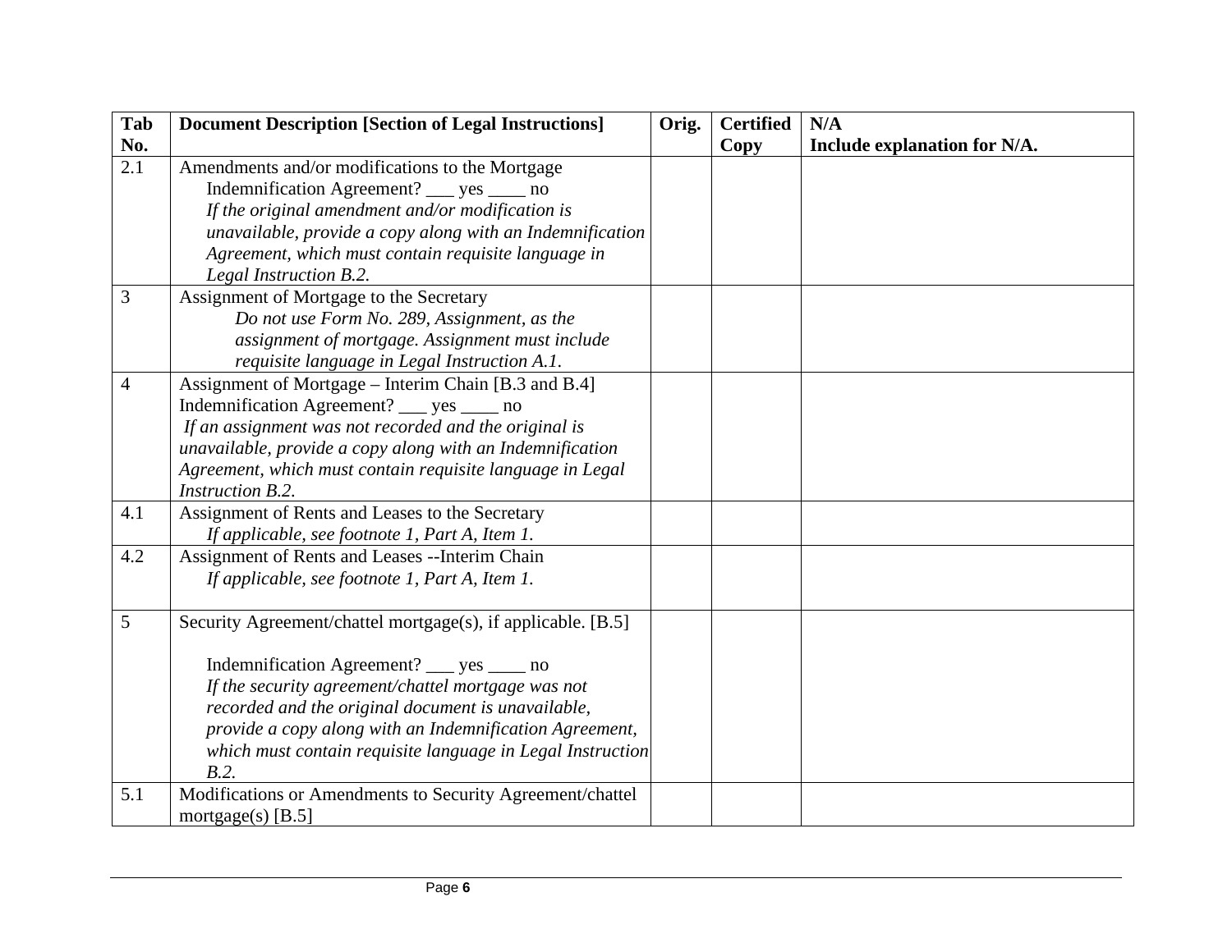| Tab No. | Document Description [Section of Legal Instructions] | Orig. | Certified Copy | N/A Include explanation for N/A. |
|---|---|---|---|---|
| 2.1 | Amendments and/or modifications to the Mortgage Indemnification Agreement? ___ yes ____ no *If the original amendment and/or modification is unavailable, provide a copy along with an Indemnification Agreement, which must contain requisite language in Legal Instruction B.2.* | | | |
| 3 | Assignment of Mortgage to the Secretary *Do not use Form No. 289, Assignment, as the assignment of mortgage. Assignment must include requisite language in Legal Instruction A.1.* | | | |
| 4 | Assignment of Mortgage – Interim Chain [B.3 and B.4] Indemnification Agreement? ___ yes ____ no *If an assignment was not recorded and the original is unavailable, provide a copy along with an Indemnification Agreement, which must contain requisite language in Legal Instruction B.2.* | | | |
| 4.1 | Assignment of Rents and Leases to the Secretary *If applicable, see footnote 1, Part A, Item 1.* | | | |
| 4.2 | Assignment of Rents and Leases --Interim Chain *If applicable, see footnote 1, Part A, Item 1.* | | | |
| 5 | Security Agreement/chattel mortgage(s), if applicable. [B.5] Indemnification Agreement? ___ yes ____ no *If the security agreement/chattel mortgage was not recorded and the original document is unavailable, provide a copy along with an Indemnification Agreement, which must contain requisite language in Legal Instruction B.2.* | | | |
| 5.1 | Modifications or Amendments to Security Agreement/chattel mortgage(s) [B.5] | | | |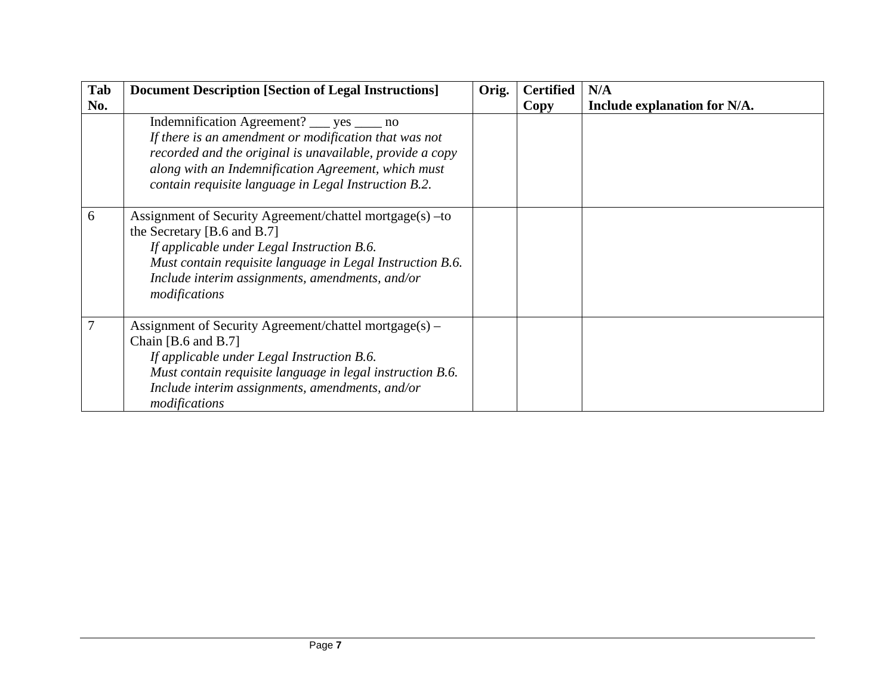| Tab No. | Document Description [Section of Legal Instructions] | Orig. | Certified Copy | N/A<br>Include explanation for N/A. |
|---|---|---|---|---|
| | Indemnification Agreement? ___ yes ____ no<br>*If there is an amendment or modification that was not recorded and the original is unavailable, provide a copy along with an Indemnification Agreement, which must contain requisite language in Legal Instruction B.2.* | | | |
| 6 | Assignment of Security Agreement/chattel mortgage(s) –to the Secretary [B.6 and B.7]<br>*If applicable under Legal Instruction B.6.*<br>*Must contain requisite language in Legal Instruction B.6.*<br>*Include interim assignments, amendments, and/or modifications* | | | |
| 7 | Assignment of Security Agreement/chattel mortgage(s) – Chain [B.6 and B.7]<br>*If applicable under Legal Instruction B.6.*<br>*Must contain requisite language in legal instruction B.6.*<br>*Include interim assignments, amendments, and/or modifications* | | | |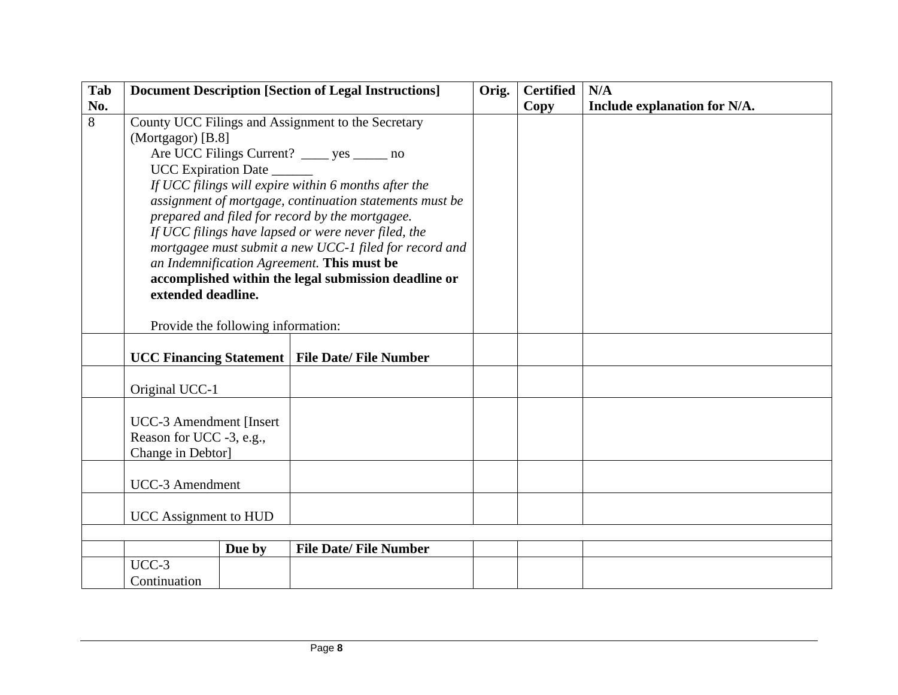| Tab No. | Document Description [Section of Legal Instructions] | | | Orig. | Certified Copy | N/A<br>Include explanation for N/A. |
|---|---|---|---|---|---|---|
| 8 | County UCC Filings and Assignment to the Secretary (Mortgagor) [B.8]<br>Are UCC Filings Current? ____ yes _____ no<br>UCC Expiration Date ______<br>*If UCC filings will expire within 6 months after the assignment of mortgage, continuation statements must be prepared and filed for record by the mortgagee.*<br>*If UCC filings have lapsed or were never filed, the mortgagee must submit a new UCC-1 filed for record and an Indemnification Agreement.* **This must be accomplished within the legal submission deadline or extended deadline.**<br><br>Provide the following information: | | | | | |
| | **UCC Financing Statement** | | **File Date/ File Number** | | | |
| | Original UCC-1 | | | | | |
| | UCC-3 Amendment [Insert Reason for UCC -3, e.g., Change in Debtor] | | | | | |
| | UCC-3 Amendment | | | | | |
| | UCC Assignment to HUD | | | | | |
| | | | | | | |
| | | **Due by** | **File Date/ File Number** | | | |
| | UCC-3 Continuation | | | | | |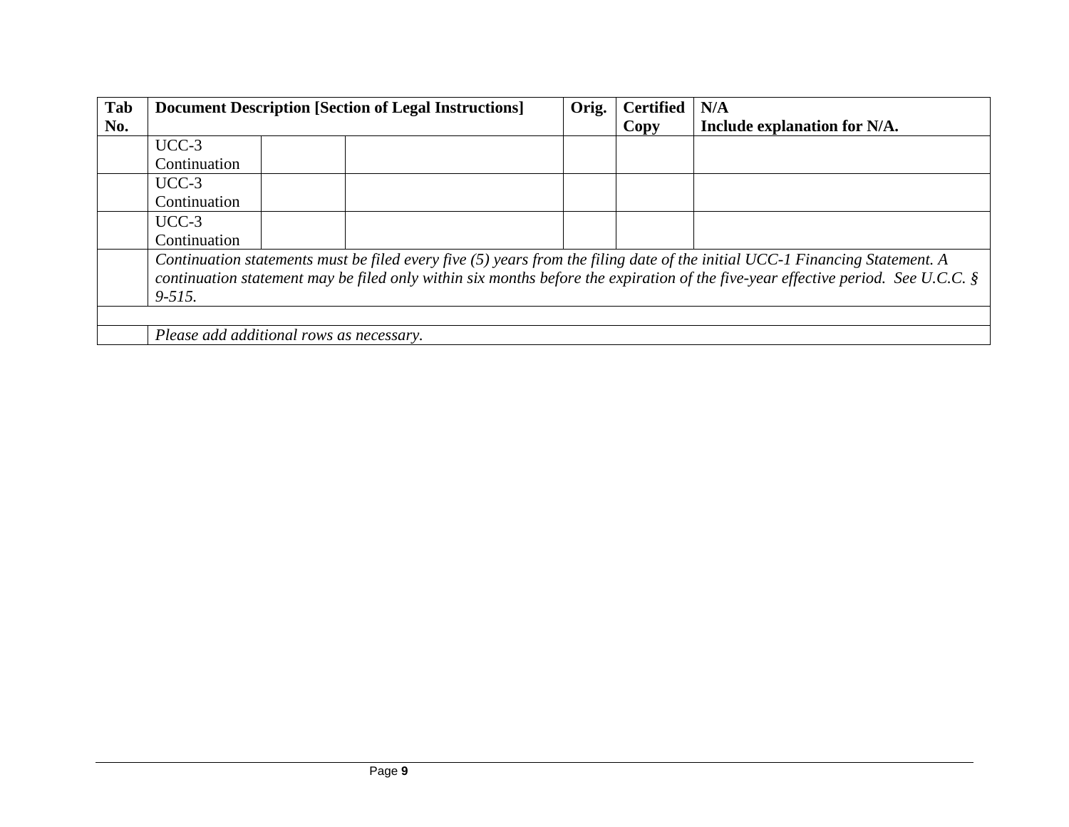| Tab No. | Document Description [Section of Legal Instructions] | | | Orig. | Certified Copy | N/A<br>Include explanation for N/A. |
|---|---|---|---|---|---|---|
| | UCC-3 Continuation | | | | | |
| | UCC-3 Continuation | | | | | |
| | UCC-3 Continuation | | | | | |
| | *Continuation statements must be filed every five (5) years from the filing date of the initial UCC-1 Financing Statement. A continuation statement may be filed only within six months before the expiration of the five-year effective period. See U.C.C. § 9-515.* | | | | | |
| | | | | | | |
| | *Please add additional rows as necessary.* | | | | | |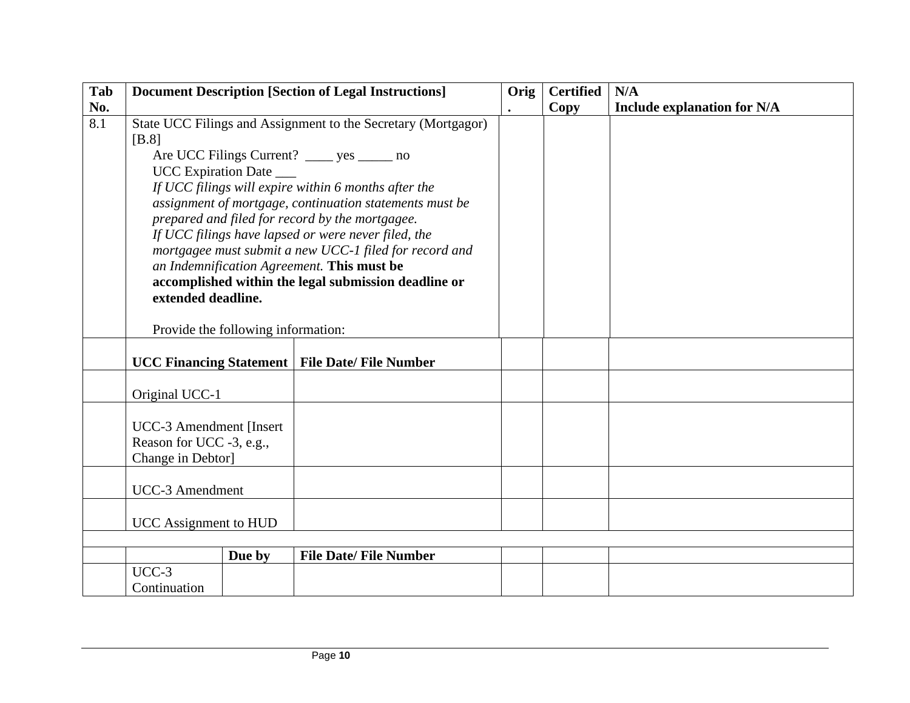| Tab No. | Document Description [Section of Legal Instructions] | | | Orig. | Certified Copy | N/A<br>Include explanation for N/A |
|---|---|---|---|---|---|---|
| 8.1 | State UCC Filings and Assignment to the Secretary (Mortgagor) [B.8]<br>Are UCC Filings Current? ____ yes _____ no<br>UCC Expiration Date ___<br>*If UCC filings will expire within 6 months after the assignment of mortgage, continuation statements must be prepared and filed for record by the mortgagee.*<br>*If UCC filings have lapsed or were never filed, the mortgagee must submit a new UCC-1 filed for record and an Indemnification Agreement.* **This must be accomplished within the legal submission deadline or extended deadline.**<br><br>Provide the following information: | | | | | |
| | **UCC Financing Statement** | | **File Date/ File Number** | | | |
| | Original UCC-1 | | | | | |
| | UCC-3 Amendment [Insert Reason for UCC -3, e.g., Change in Debtor] | | | | | |
| | UCC-3 Amendment | | | | | |
| | UCC Assignment to HUD | | | | | |
| | | | | | | |
| | | **Due by** | **File Date/ File Number** | | | |
| | UCC-3 Continuation | | | | | |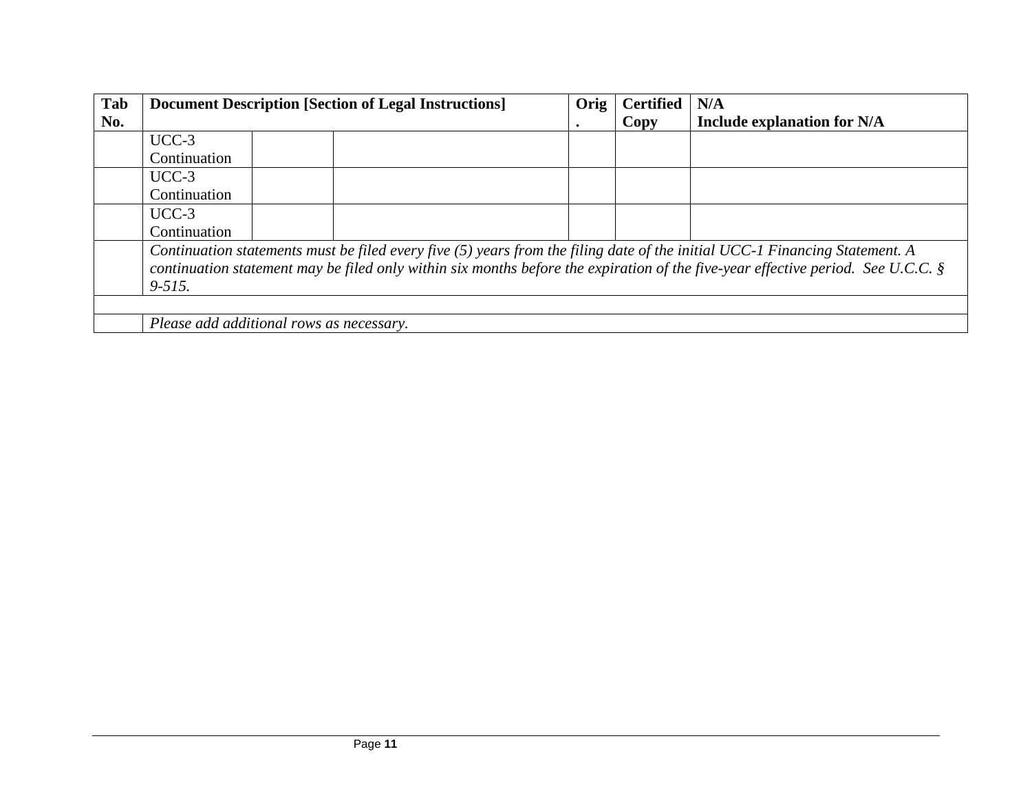| Tab No. | Document Description [Section of Legal Instructions] | | | Orig. | Certified Copy | N/A<br>Include explanation for N/A |
|---|---|---|---|---|---|---|
| | UCC-3 Continuation | | | | | |
| | UCC-3 Continuation | | | | | |
| | UCC-3 Continuation | | | | | |
| | *Continuation statements must be filed every five (5) years from the filing date of the initial UCC-1 Financing Statement. A continuation statement may be filed only within six months before the expiration of the five-year effective period. See U.C.C. § 9-515.* | | | | | |
| | | | | | | |
| | *Please add additional rows as necessary.* | | | | | |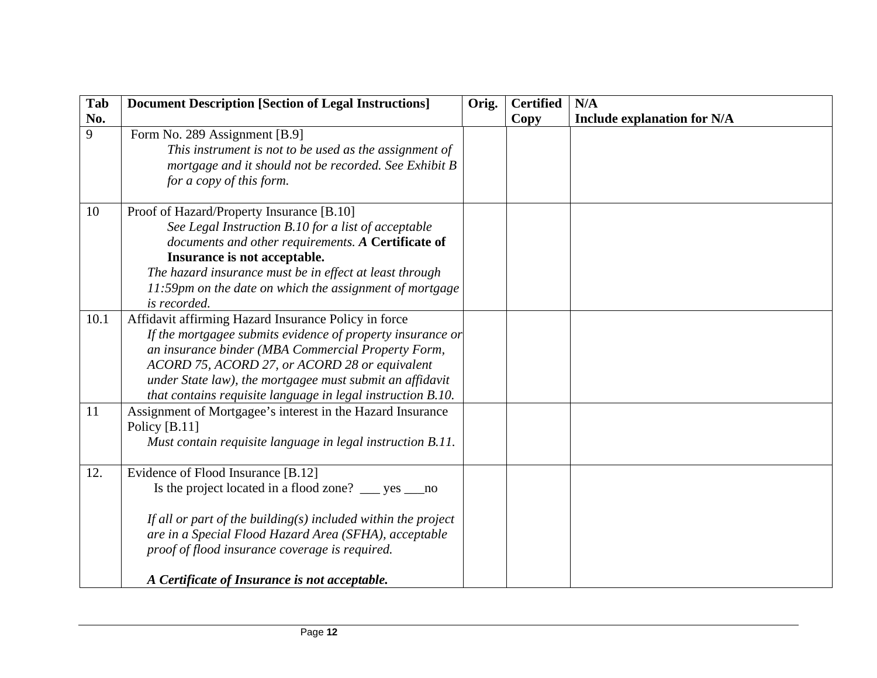| Tab No. | Document Description [Section of Legal Instructions] | Orig. | Certified Copy | N/A Include explanation for N/A |
|---|---|---|---|---|
| 9 | Form No. 289 Assignment [B.9] *This instrument is not to be used as the assignment of mortgage and it should not be recorded. See Exhibit B for a copy of this form.* | | | |
| 10 | Proof of Hazard/Property Insurance [B.10] *See Legal Instruction B.10 for a list of acceptable documents and other requirements.* ***A* Certificate of Insurance is not acceptable.** *The hazard insurance must be in effect at least through 11:59pm on the date on which the assignment of mortgage is recorded.* | | | |
| 10.1 | Affidavit affirming Hazard Insurance Policy in force *If the mortgagee submits evidence of property insurance or an insurance binder (MBA Commercial Property Form, ACORD 75, ACORD 27, or ACORD 28 or equivalent under State law), the mortgagee must submit an affidavit that contains requisite language in legal instruction B.10.* | | | |
| 11 | Assignment of Mortgagee's interest in the Hazard Insurance Policy [B.11] *Must contain requisite language in legal instruction B.11.* | | | |
| 12. | Evidence of Flood Insurance [B.12] Is the project located in a flood zone? ___ yes ___no<br><br>*If all or part of the building(s) included within the project are in a Special Flood Hazard Area (SFHA), acceptable proof of flood insurance coverage is required.*<br><br>***A Certificate of Insurance is not acceptable.*** | | | |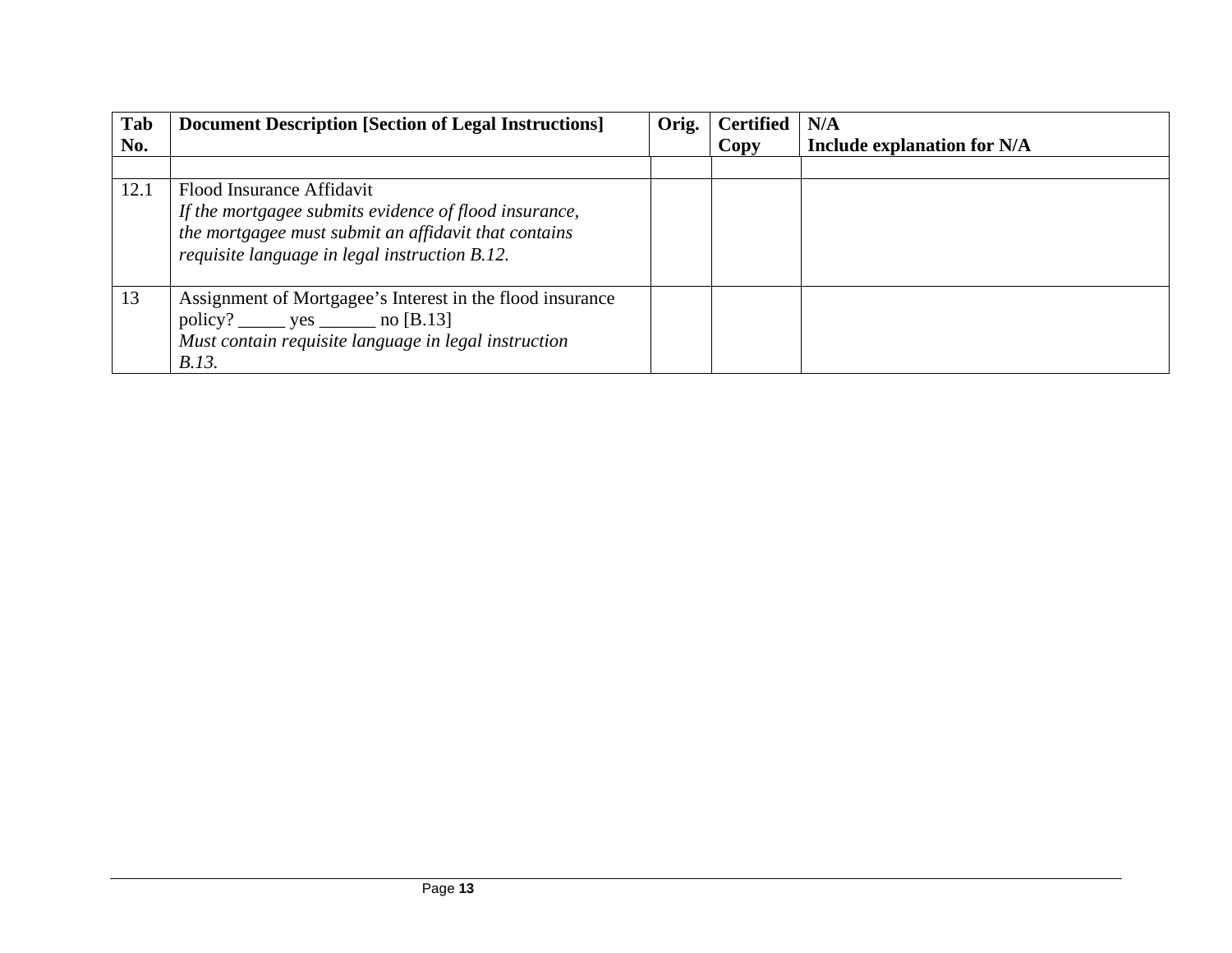| Tab No. | Document Description [Section of Legal Instructions] | Orig. | Certified Copy | N/A<br>Include explanation for N/A |
|---|---|---|---|---|
| | | | | |
| 12.1 | Flood Insurance Affidavit<br>*If the mortgagee submits evidence of flood insurance, the mortgagee must submit an affidavit that contains requisite language in legal instruction B.12.* | | | |
| 13 | Assignment of Mortgagee's Interest in the flood insurance policy? _____ yes ______ no [B.13]<br>*Must contain requisite language in legal instruction B.13.* | | | |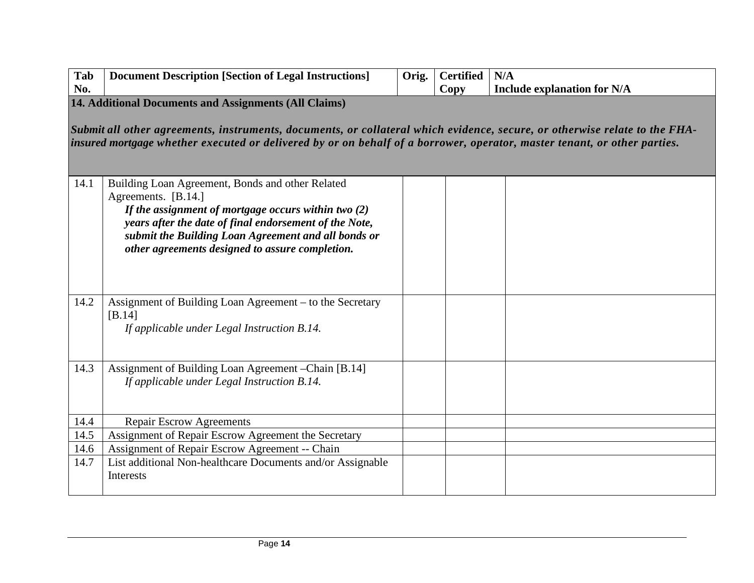| Tab No. | Document Description [Section of Legal Instructions] | Orig. | Certified Copy | N/A Include explanation for N/A |
|---|---|---|---|---|
| **14. Additional Documents and Assignments (All Claims)**<br><br>***Submit all other agreements, instruments, documents, or collateral which evidence, secure, or otherwise relate to the FHA-insured mortgage whether executed or delivered by or on behalf of a borrower, operator, master tenant, or other parties.*** | | | | |
| 14.1 | Building Loan Agreement, Bonds and other Related Agreements. [B.14.]<br>***If the assignment of mortgage occurs within two (2) years after the date of final endorsement of the Note, submit the Building Loan Agreement and all bonds or other agreements designed to assure completion.*** | | | |
| 14.2 | Assignment of Building Loan Agreement – to the Secretary [B.14]<br>*If applicable under Legal Instruction B.14.* | | | |
| 14.3 | Assignment of Building Loan Agreement –Chain [B.14]<br>*If applicable under Legal Instruction B.14.* | | | |
| 14.4 | Repair Escrow Agreements | | | |
| 14.5 | Assignment of Repair Escrow Agreement the Secretary | | | |
| 14.6 | Assignment of Repair Escrow Agreement -- Chain | | | |
| 14.7 | List additional Non-healthcare Documents and/or Assignable Interests | | | |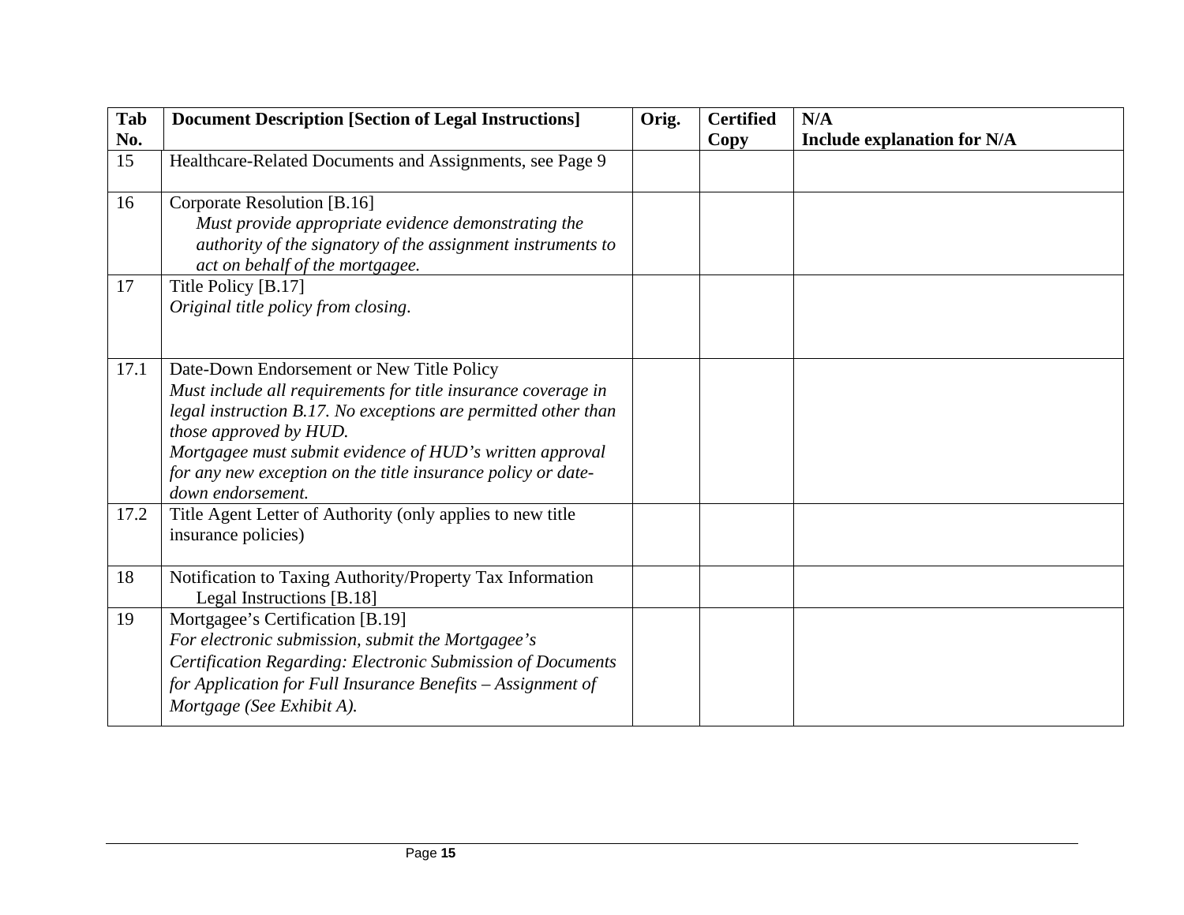| Tab No. | Document Description [Section of Legal Instructions] | Orig. | Certified Copy | N/A<br>Include explanation for N/A |
|---|---|---|---|---|
| 15 | Healthcare-Related Documents and Assignments, see Page 9 | | | |
| 16 | Corporate Resolution [B.16]<br>*Must provide appropriate evidence demonstrating the authority of the signatory of the assignment instruments to act on behalf of the mortgagee.* | | | |
| 17 | Title Policy [B.17]<br>*Original title policy from closing.* | | | |
| 17.1 | Date-Down Endorsement or New Title Policy<br>*Must include all requirements for title insurance coverage in legal instruction B.17. No exceptions are permitted other than those approved by HUD.*<br>*Mortgagee must submit evidence of HUD's written approval for any new exception on the title insurance policy or date-down endorsement.* | | | |
| 17.2 | Title Agent Letter of Authority (only applies to new title insurance policies) | | | |
| 18 | Notification to Taxing Authority/Property Tax Information Legal Instructions [B.18] | | | |
| 19 | Mortgagee's Certification [B.19]<br>*For electronic submission, submit the Mortgagee's Certification Regarding: Electronic Submission of Documents for Application for Full Insurance Benefits – Assignment of Mortgage (See Exhibit A).* | | | |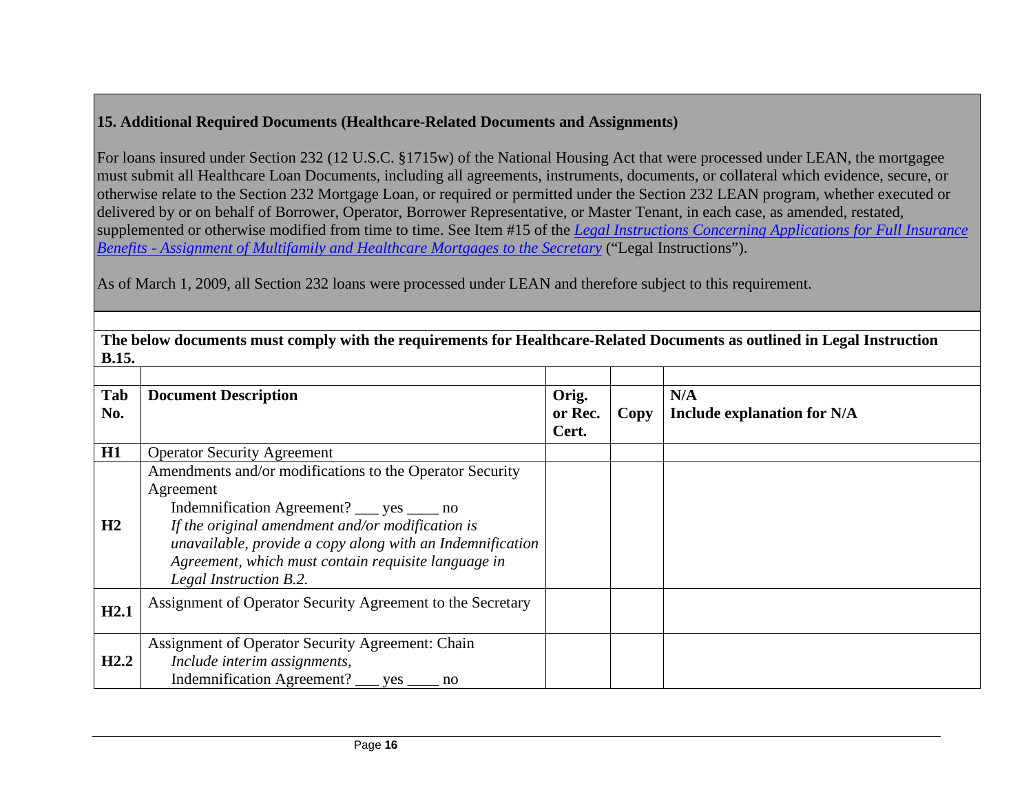### 15. Additional Required Documents (Healthcare-Related Documents and Assignments)

For loans insured under Section 232 (12 U.S.C. §1715w) of the National Housing Act that were processed under LEAN, the mortgagee must submit all Healthcare Loan Documents, including all agreements, instruments, documents, or collateral which evidence, secure, or otherwise relate to the Section 232 Mortgage Loan, or required or permitted under the Section 232 LEAN program, whether executed or delivered by or on behalf of Borrower, Operator, Borrower Representative, or Master Tenant, in each case, as amended, restated, supplemented or otherwise modified from time to time. See Item #15 of the *Legal Instructions Concerning Applications for Full Insurance Benefits - Assignment of Multifamily and Healthcare Mortgages to the Secretary* ("Legal Instructions").

As of March 1, 2009, all Section 232 loans were processed under LEAN and therefore subject to this requirement.

**The below documents must comply with the requirements for Healthcare-Related Documents as outlined in Legal Instruction B.15.**

| Tab No. | Document Description | Orig. or Rec. Cert. | Copy | N/A Include explanation for N/A |
|---|---|---|---|---|
| **H1** | Operator Security Agreement | | | |
| **H2** | Amendments and/or modifications to the Operator Security Agreement<br>Indemnification Agreement? ___ yes ____ no<br>*If the original amendment and/or modification is unavailable, provide a copy along with an Indemnification Agreement, which must contain requisite language in Legal Instruction B.2.* | | | |
| **H2.1** | Assignment of Operator Security Agreement to the Secretary | | | |
| **H2.2** | Assignment of Operator Security Agreement: Chain<br>*Include interim assignments,*<br>Indemnification Agreement? ___ yes ____ no | | | |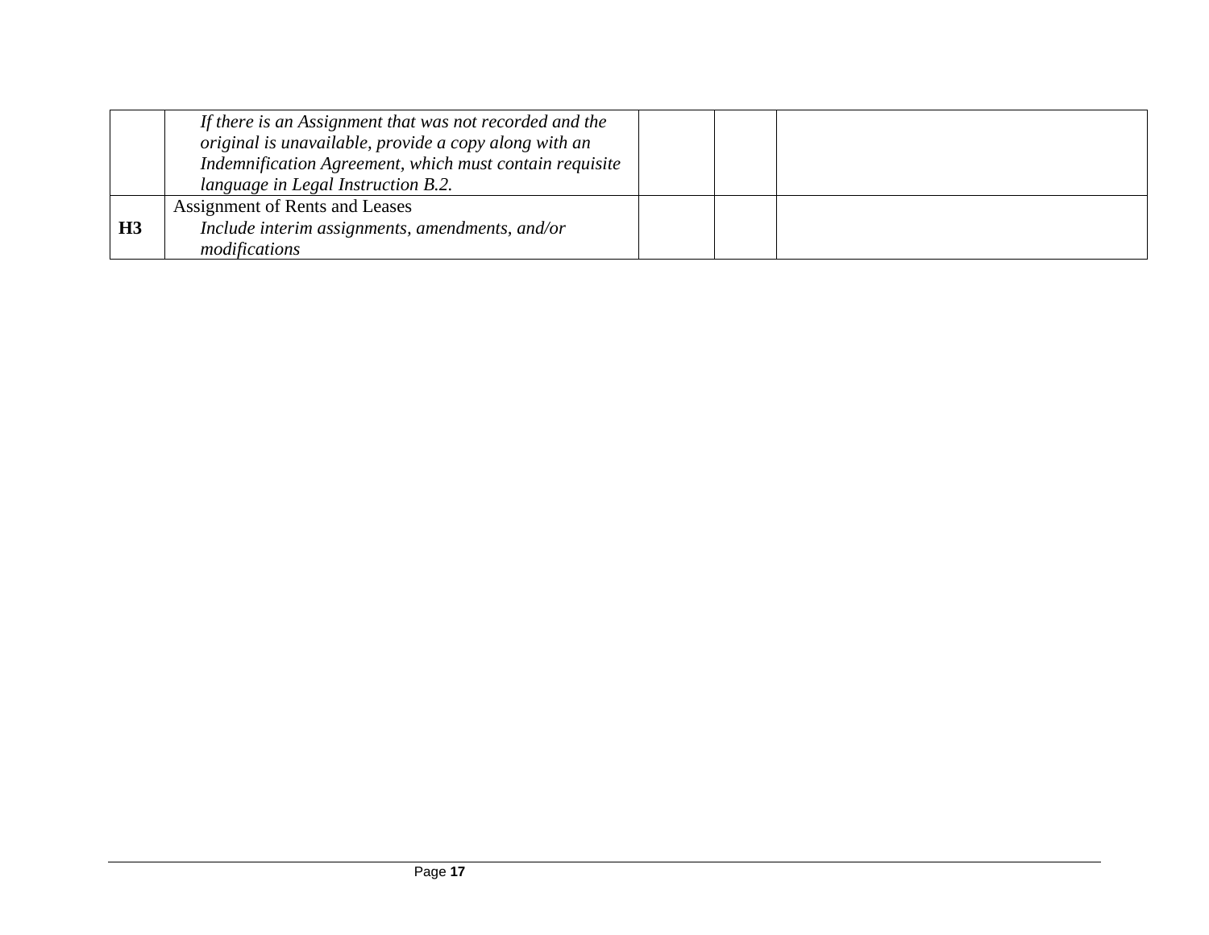| | | | | |
|---|---|---|---|---|
| | *If there is an Assignment that was not recorded and the original is unavailable, provide a copy along with an Indemnification Agreement, which must contain requisite language in Legal Instruction B.2.* | | | |
| **H3** | Assignment of Rents and Leases<br>*Include interim assignments, amendments, and/or modifications* | | | |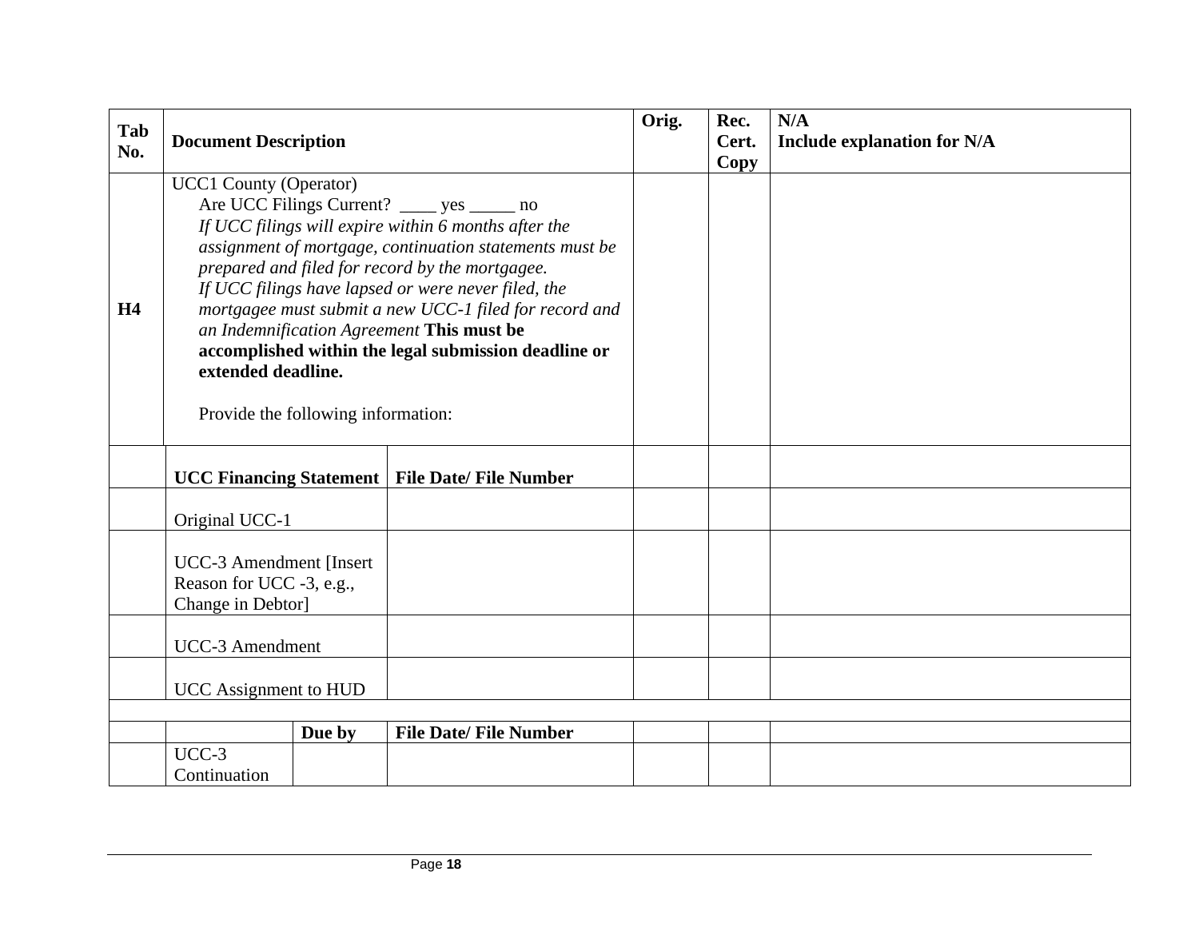| Tab No. | Document Description | | | Orig. | Rec. Cert. Copy | N/A<br>Include explanation for N/A |
|---|---|---|---|---|---|---|
| **H4** | UCC1 County (Operator)<br>Are UCC Filings Current? ____ yes _____ no<br>*If UCC filings will expire within 6 months after the assignment of mortgage, continuation statements must be prepared and filed for record by the mortgagee.*<br>*If UCC filings have lapsed or were never filed, the mortgagee must submit a new UCC-1 filed for record and an Indemnification Agreement* **This must be accomplished within the legal submission deadline or extended deadline.**<br><br>Provide the following information: | | | | | |
| | **UCC Financing Statement** | | **File Date/ File Number** | | | |
| | Original UCC-1 | | | | | |
| | UCC-3 Amendment [Insert Reason for UCC -3, e.g., Change in Debtor] | | | | | |
| | UCC-3 Amendment | | | | | |
| | UCC Assignment to HUD | | | | | |
| | | | | | | |
| | | **Due by** | **File Date/ File Number** | | | |
| | UCC-3 Continuation | | | | | |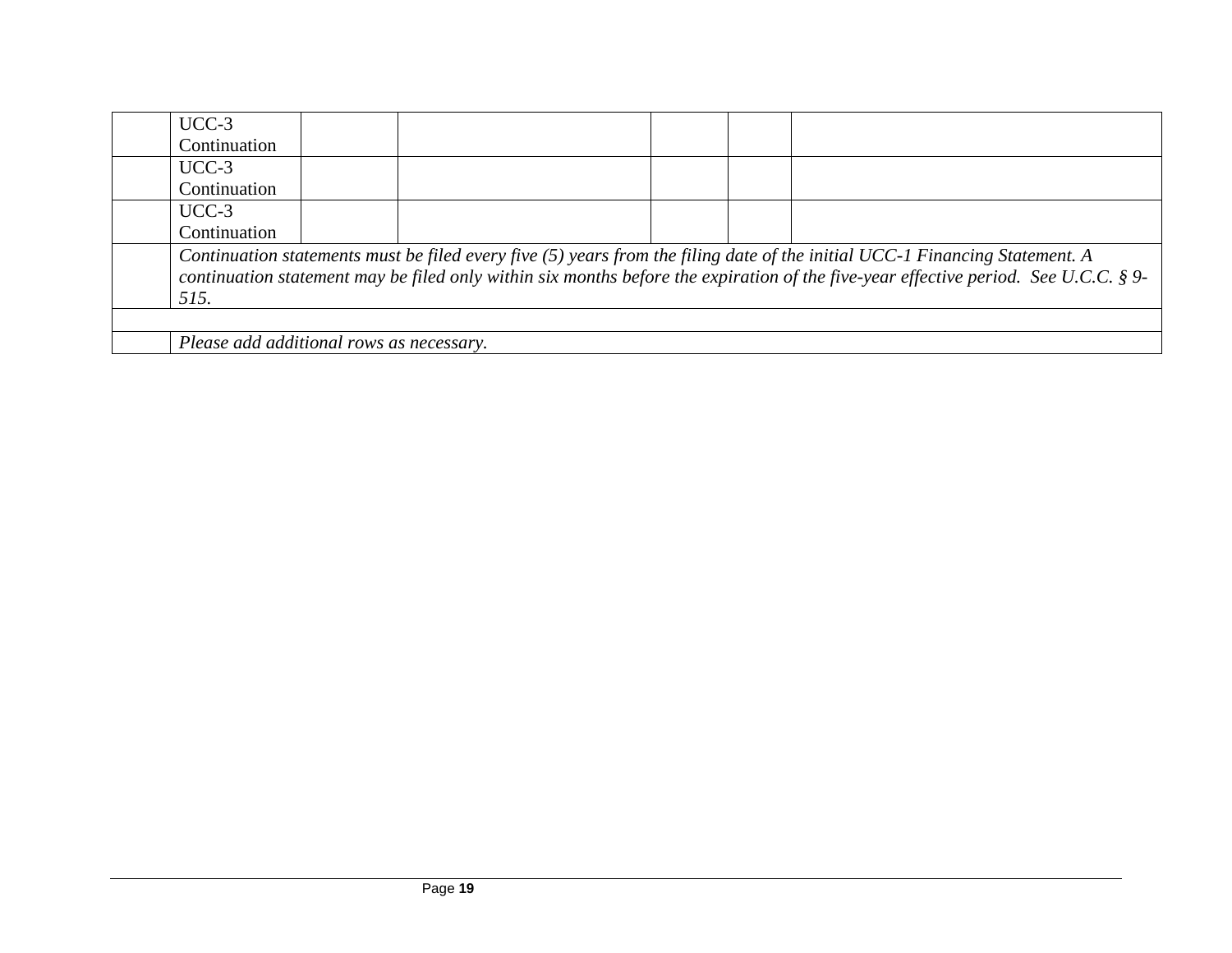|  |  |  |  |  |  |  |
|---|---|---|---|---|---|---|
|  | UCC-3 Continuation |  |  |  |  |  |
|  | UCC-3 Continuation |  |  |  |  |  |
|  | UCC-3 Continuation |  |  |  |  |  |
|  | *Continuation statements must be filed every five (5) years from the filing date of the initial UCC-1 Financing Statement. A continuation statement may be filed only within six months before the expiration of the five-year effective period. See U.C.C. § 9-515.* |  |  |  |  |  |
|  |  |  |  |  |  |  |
|  | *Please add additional rows as necessary.* |  |  |  |  |  |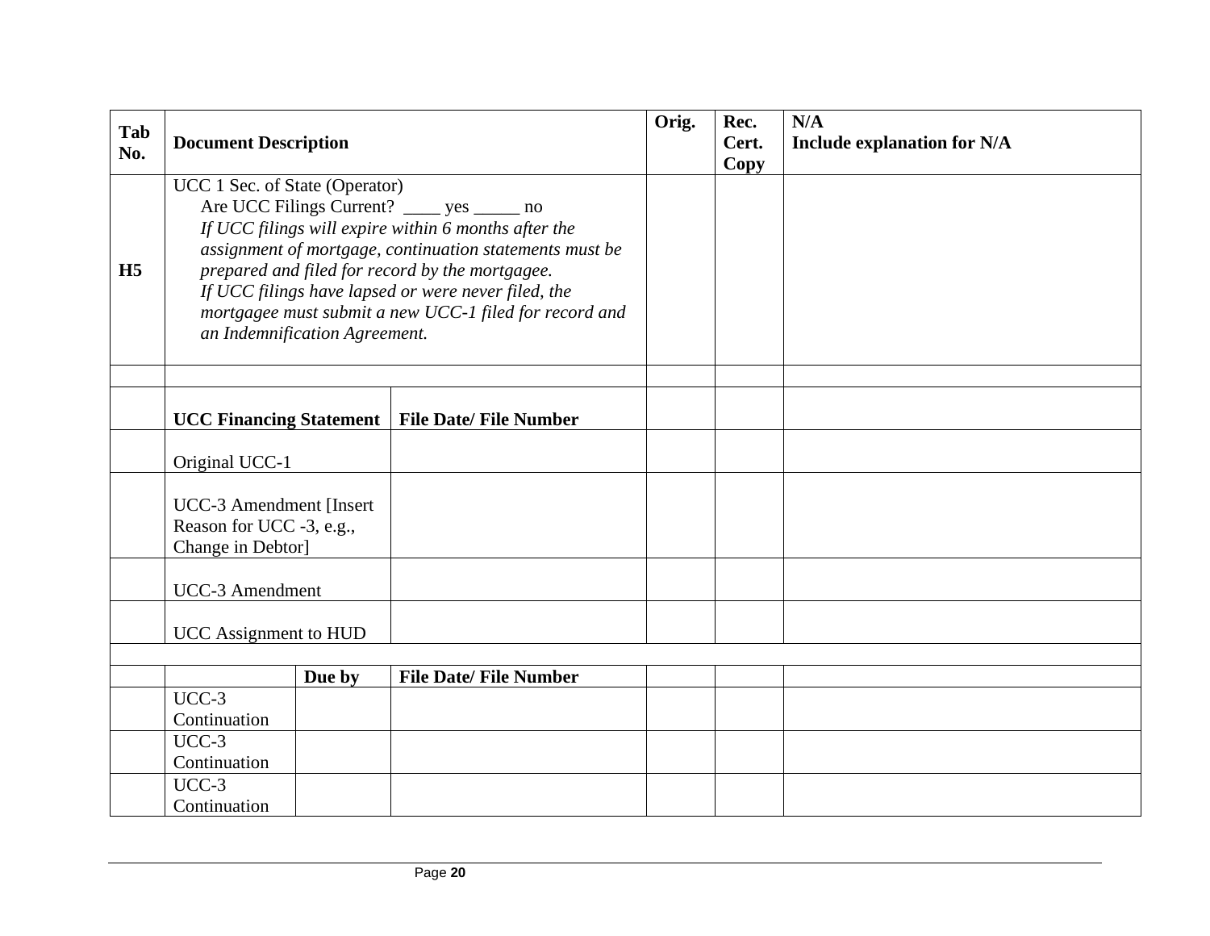| Tab No. | Document Description | | | Orig. | Rec. Cert. Copy | N/A Include explanation for N/A |
|---|---|---|---|---|---|---|
| **H5** | UCC 1 Sec. of State (Operator)<br>Are UCC Filings Current? ____ yes _____ no<br>*If UCC filings will expire within 6 months after the assignment of mortgage, continuation statements must be prepared and filed for record by the mortgagee.*<br>*If UCC filings have lapsed or were never filed, the mortgagee must submit a new UCC-1 filed for record and an Indemnification Agreement.* | | | | | |
| | | | | | | |
| | **UCC Financing Statement** | | **File Date/ File Number** | | | |
| | Original UCC-1 | | | | | |
| | UCC-3 Amendment [Insert Reason for UCC -3, e.g., Change in Debtor] | | | | | |
| | UCC-3 Amendment | | | | | |
| | UCC Assignment to HUD | | | | | |
| | | | | | | |
| | | **Due by** | **File Date/ File Number** | | | |
| | UCC-3 Continuation | | | | | |
| | UCC-3 Continuation | | | | | |
| | UCC-3 Continuation | | | | | |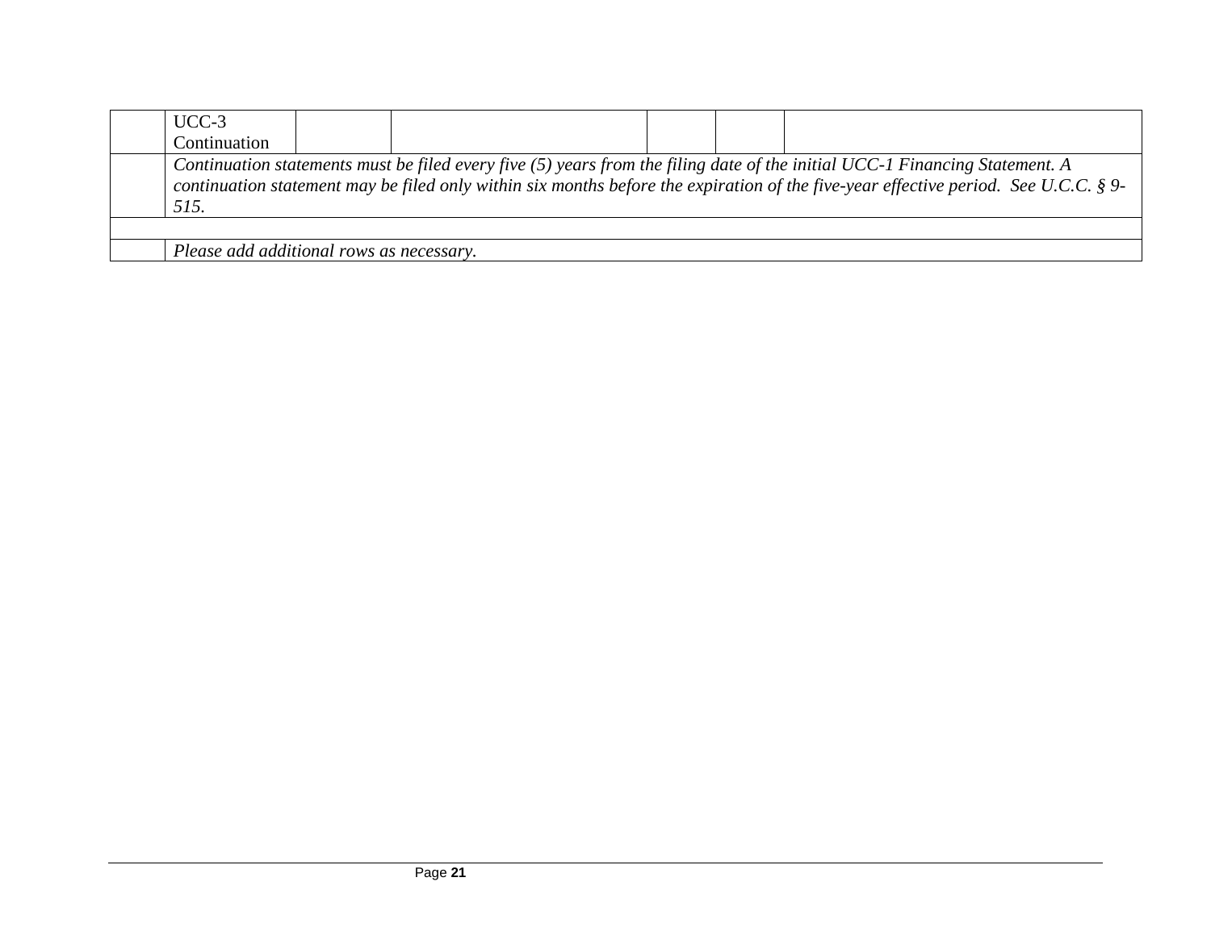| | | | | | | |
|---|---|---|---|---|---|---|
| | UCC-3 Continuation | | | | | |
| | *Continuation statements must be filed every five (5) years from the filing date of the initial UCC-1 Financing Statement. A continuation statement may be filed only within six months before the expiration of the five-year effective period. See U.C.C. § 9-515.* | | | | | |
| | | | | | | |
| | *Please add additional rows as necessary.* | | | | | |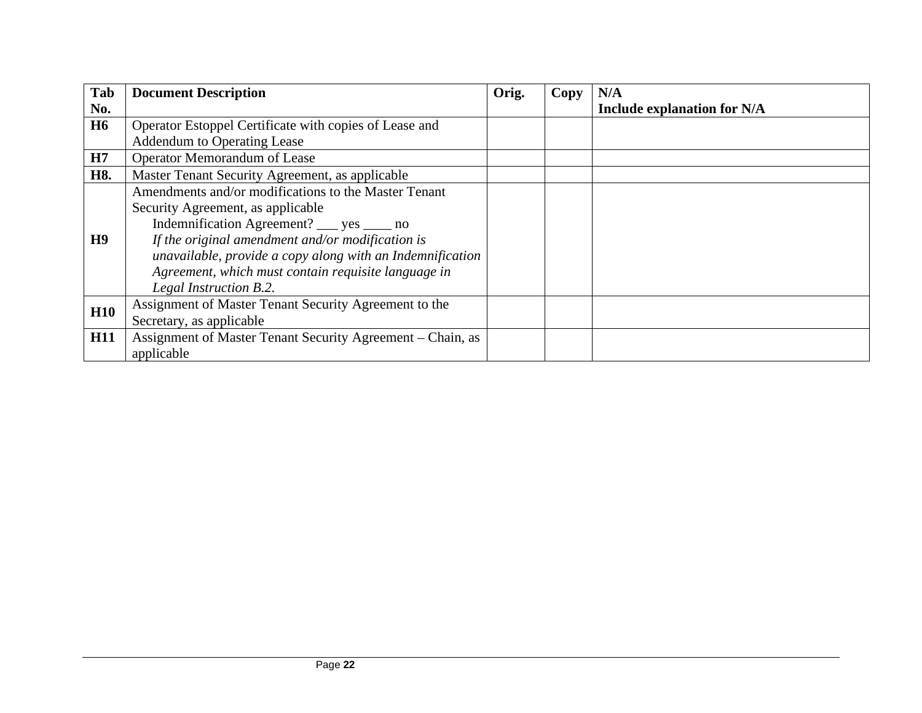| Tab No. | Document Description | Orig. | Copy | N/A<br>Include explanation for N/A |
|---|---|---|---|---|
| **H6** | Operator Estoppel Certificate with copies of Lease and Addendum to Operating Lease | | | |
| **H7** | Operator Memorandum of Lease | | | |
| **H8.** | Master Tenant Security Agreement, as applicable | | | |
| **H9** | Amendments and/or modifications to the Master Tenant Security Agreement, as applicable<br>Indemnification Agreement? ___ yes ____ no<br>*If the original amendment and/or modification is unavailable, provide a copy along with an Indemnification Agreement, which must contain requisite language in Legal Instruction B.2.* | | | |
| **H10** | Assignment of Master Tenant Security Agreement to the Secretary, as applicable | | | |
| **H11** | Assignment of Master Tenant Security Agreement – Chain, as applicable | | | |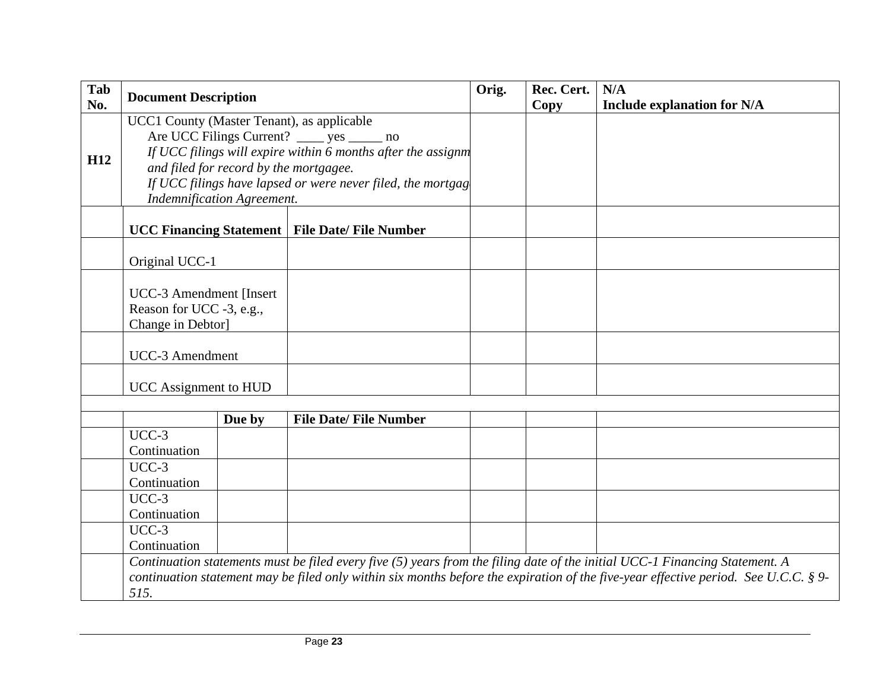| Tab No. | Document Description | | | Orig. | Rec. Cert. Copy | N/A<br>Include explanation for N/A |
|---|---|---|---|---|---|---|
| **H12** | UCC1 County (Master Tenant), as applicable<br>Are UCC Filings Current? ____ yes _____ no<br>*If UCC filings will expire within 6 months after the assignm*<br>*and filed for record by the mortgagee.*<br>*If UCC filings have lapsed or were never filed, the mortgag*<br>*Indemnification Agreement.* | | | | | |
| | **UCC Financing Statement** | | **File Date/ File Number** | | | |
| | Original UCC-1 | | | | | |
| | UCC-3 Amendment [Insert Reason for UCC -3, e.g., Change in Debtor] | | | | | |
| | UCC-3 Amendment | | | | | |
| | UCC Assignment to HUD | | | | | |
| | | | | | | |
| | | **Due by** | **File Date/ File Number** | | | |
| | UCC-3 Continuation | | | | | |
| | UCC-3 Continuation | | | | | |
| | UCC-3 Continuation | | | | | |
| | UCC-3 Continuation | | | | | |
| | *Continuation statements must be filed every five (5) years from the filing date of the initial UCC-1 Financing Statement. A continuation statement may be filed only within six months before the expiration of the five-year effective period. See U.C.C. § 9-515.* | | | | | |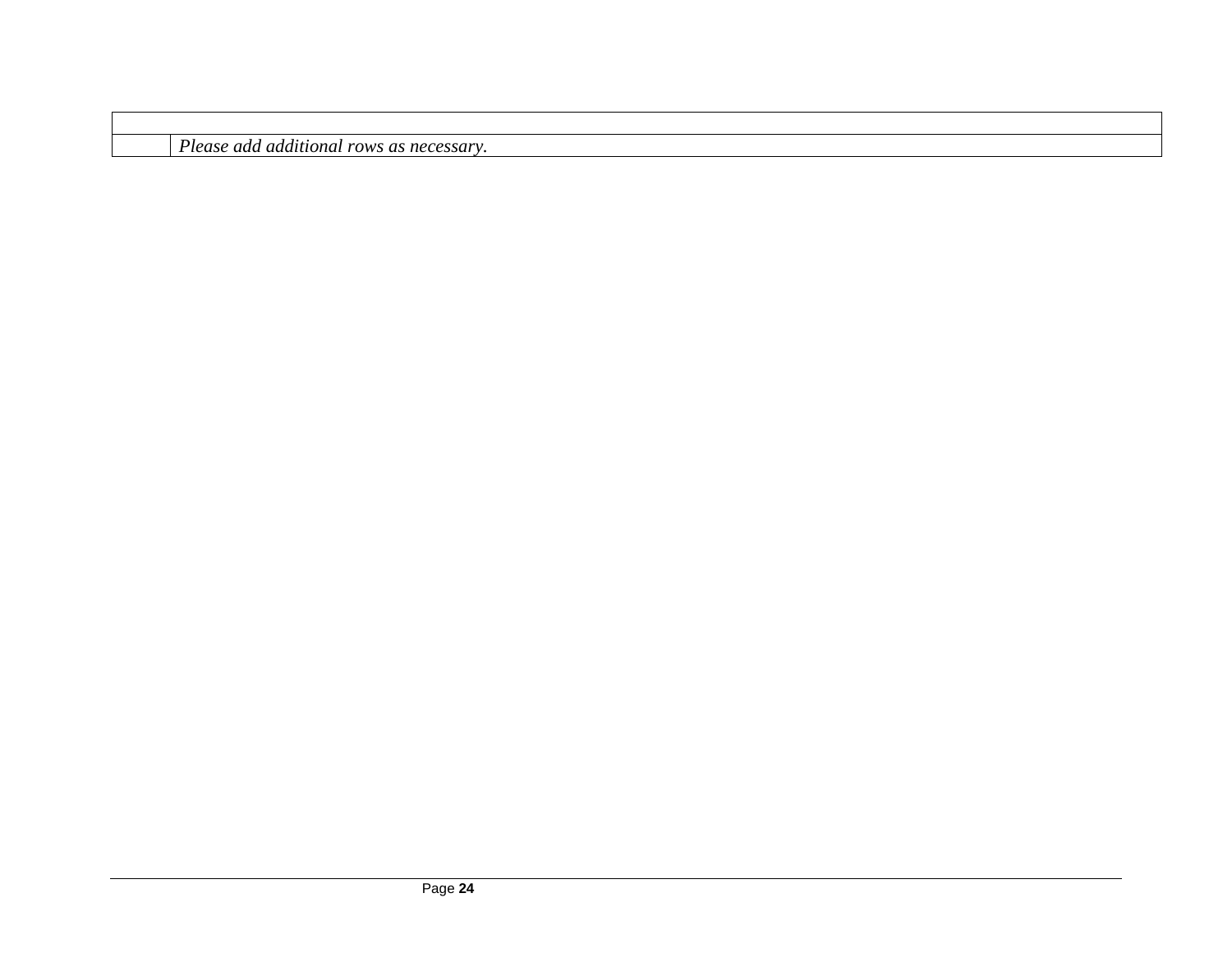| | |
|---|---|
| | |
| | *Please add additional rows as necessary.* |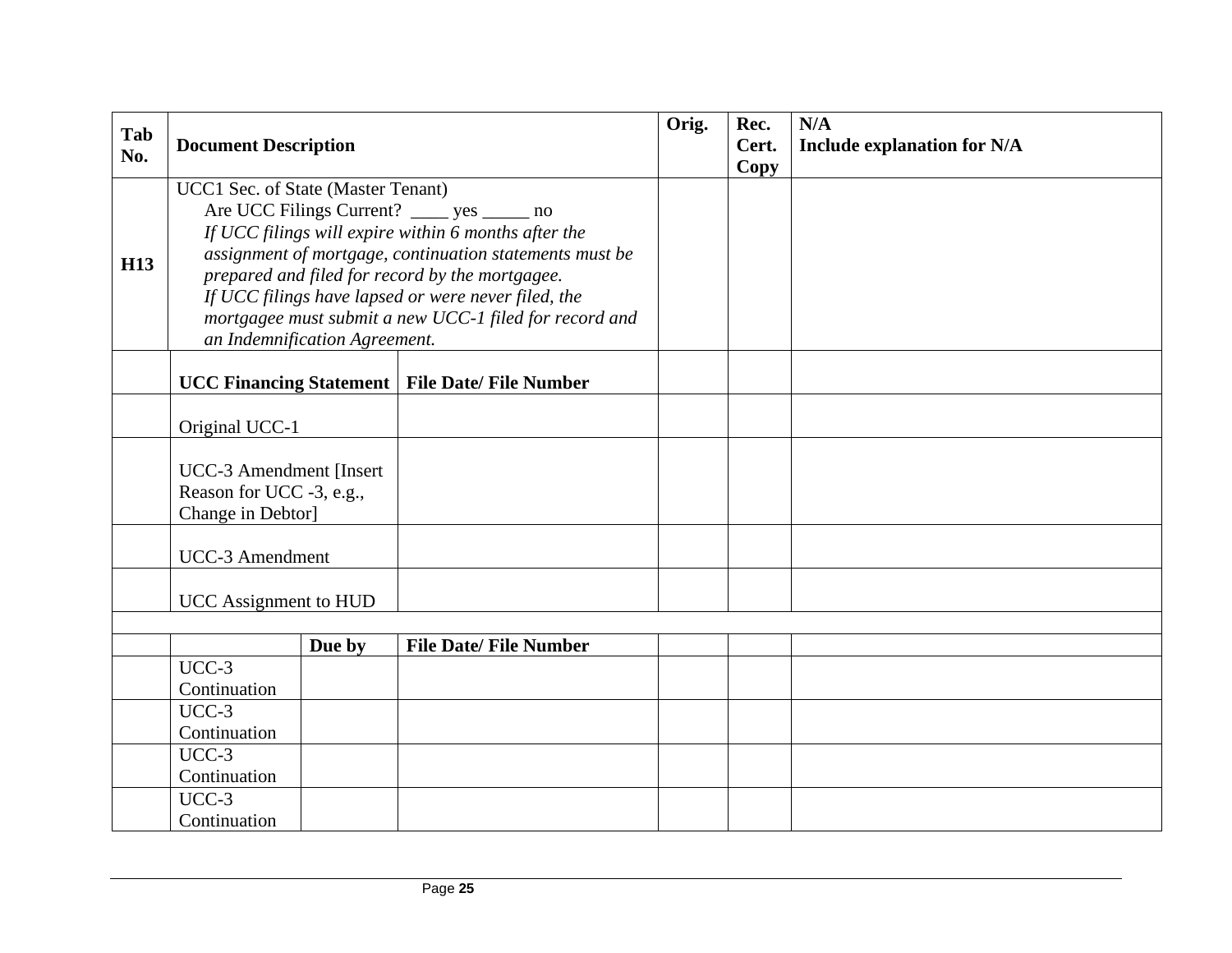| Tab No. | Document Description | | | Orig. | Rec. Cert. Copy | N/A Include explanation for N/A |
|---|---|---|---|---|---|---|
| H13 | UCC1 Sec. of State (Master Tenant)<br>Are UCC Filings Current? ____ yes _____ no<br>*If UCC filings will expire within 6 months after the assignment of mortgage, continuation statements must be prepared and filed for record by the mortgagee.*<br>*If UCC filings have lapsed or were never filed, the mortgagee must submit a new UCC-1 filed for record and an Indemnification Agreement.* | | | | | |
| | **UCC Financing Statement** | | **File Date/ File Number** | | | |
| | Original UCC-1 | | | | | |
| | UCC-3 Amendment [Insert Reason for UCC -3, e.g., Change in Debtor] | | | | | |
| | UCC-3 Amendment | | | | | |
| | UCC Assignment to HUD | | | | | |
| | | | | | | |
| | | **Due by** | **File Date/ File Number** | | | |
| | UCC-3 Continuation | | | | | |
| | UCC-3 Continuation | | | | | |
| | UCC-3 Continuation | | | | | |
| | UCC-3 Continuation | | | | | |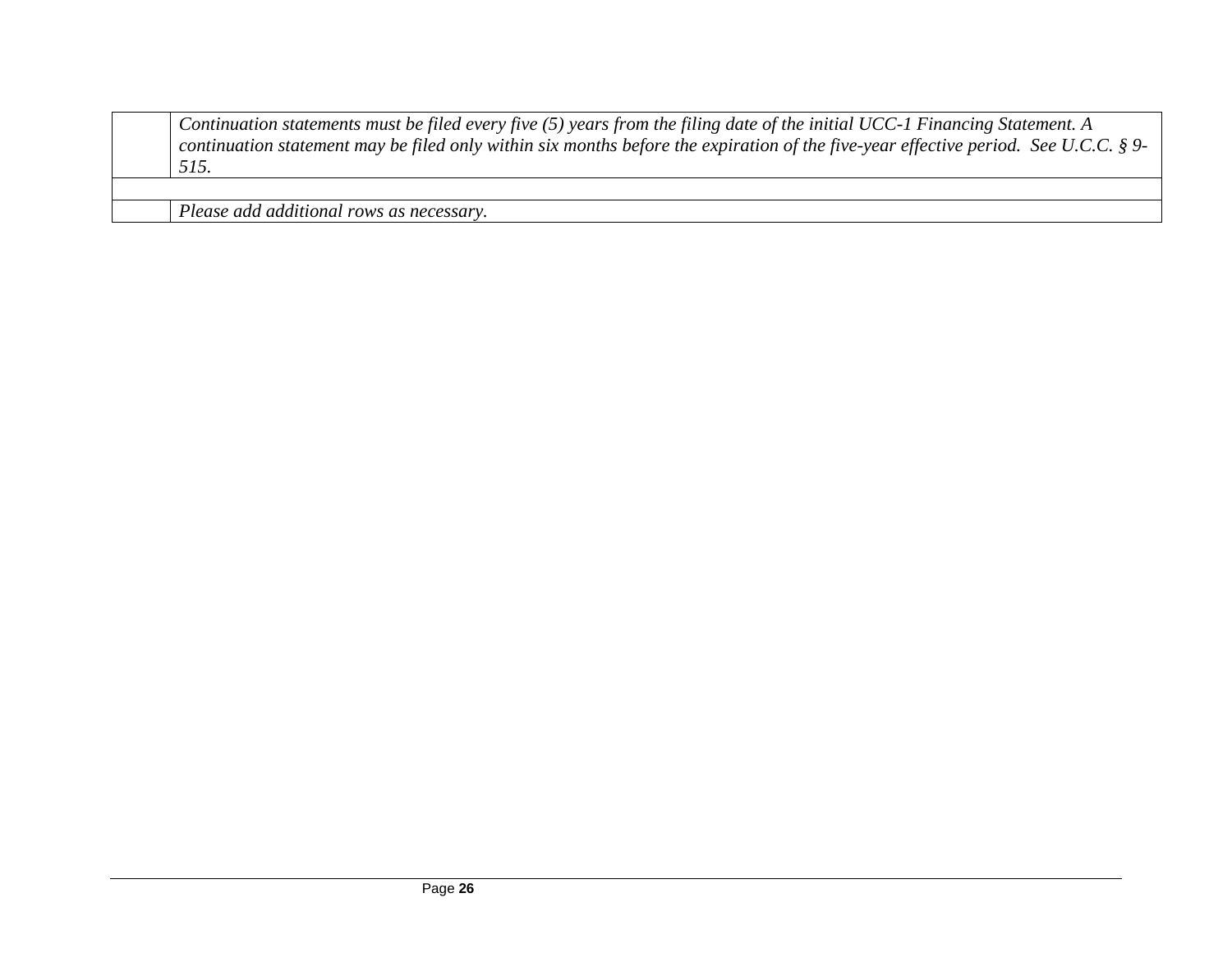| | |
|---|---|
| | *Continuation statements must be filed every five (5) years from the filing date of the initial UCC-1 Financing Statement. A continuation statement may be filed only within six months before the expiration of the five-year effective period. See U.C.C. § 9-515.* |
| | |
| | *Please add additional rows as necessary.* |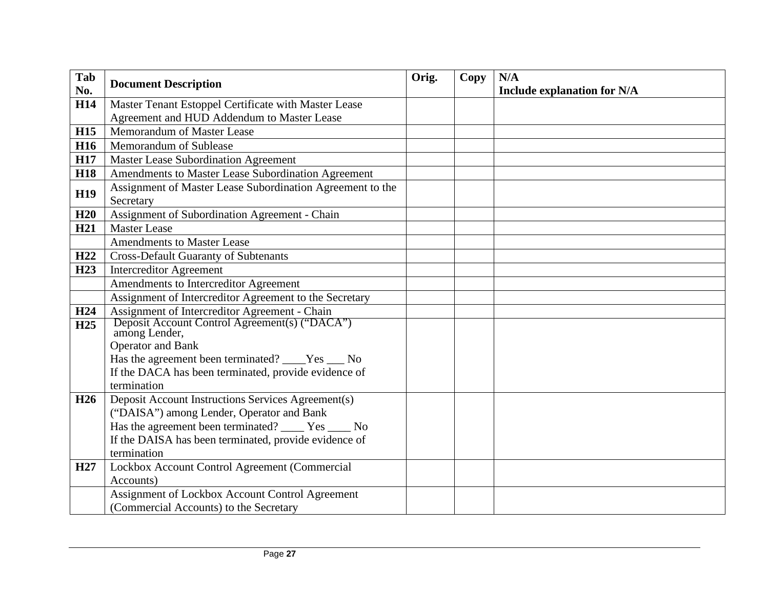| Tab No. | Document Description | Orig. | Copy | N/A Include explanation for N/A |
|---|---|---|---|---|
| **H14** | Master Tenant Estoppel Certificate with Master Lease Agreement and HUD Addendum to Master Lease | | | |
| **H15** | Memorandum of Master Lease | | | |
| **H16** | Memorandum of Sublease | | | |
| **H17** | Master Lease Subordination Agreement | | | |
| **H18** | Amendments to Master Lease Subordination Agreement | | | |
| **H19** | Assignment of Master Lease Subordination Agreement to the Secretary | | | |
| **H20** | Assignment of Subordination Agreement - Chain | | | |
| **H21** | Master Lease | | | |
| | Amendments to Master Lease | | | |
| **H22** | Cross-Default Guaranty of Subtenants | | | |
| **H23** | Intercreditor Agreement | | | |
| | Amendments to Intercreditor Agreement | | | |
| | Assignment of Intercreditor Agreement to the Secretary | | | |
| **H24** | Assignment of Intercreditor Agreement - Chain | | | |
| **H25** | Deposit Account Control Agreement(s) ("DACA") among Lender, Operator and Bank<br>Has the agreement been terminated? ____Yes ___ No<br>If the DACA has been terminated, provide evidence of termination | | | |
| **H26** | Deposit Account Instructions Services Agreement(s) ("DAISA") among Lender, Operator and Bank<br>Has the agreement been terminated? ____ Yes ____ No<br>If the DAISA has been terminated, provide evidence of termination | | | |
| **H27** | Lockbox Account Control Agreement (Commercial Accounts) | | | |
| | Assignment of Lockbox Account Control Agreement (Commercial Accounts) to the Secretary | | | |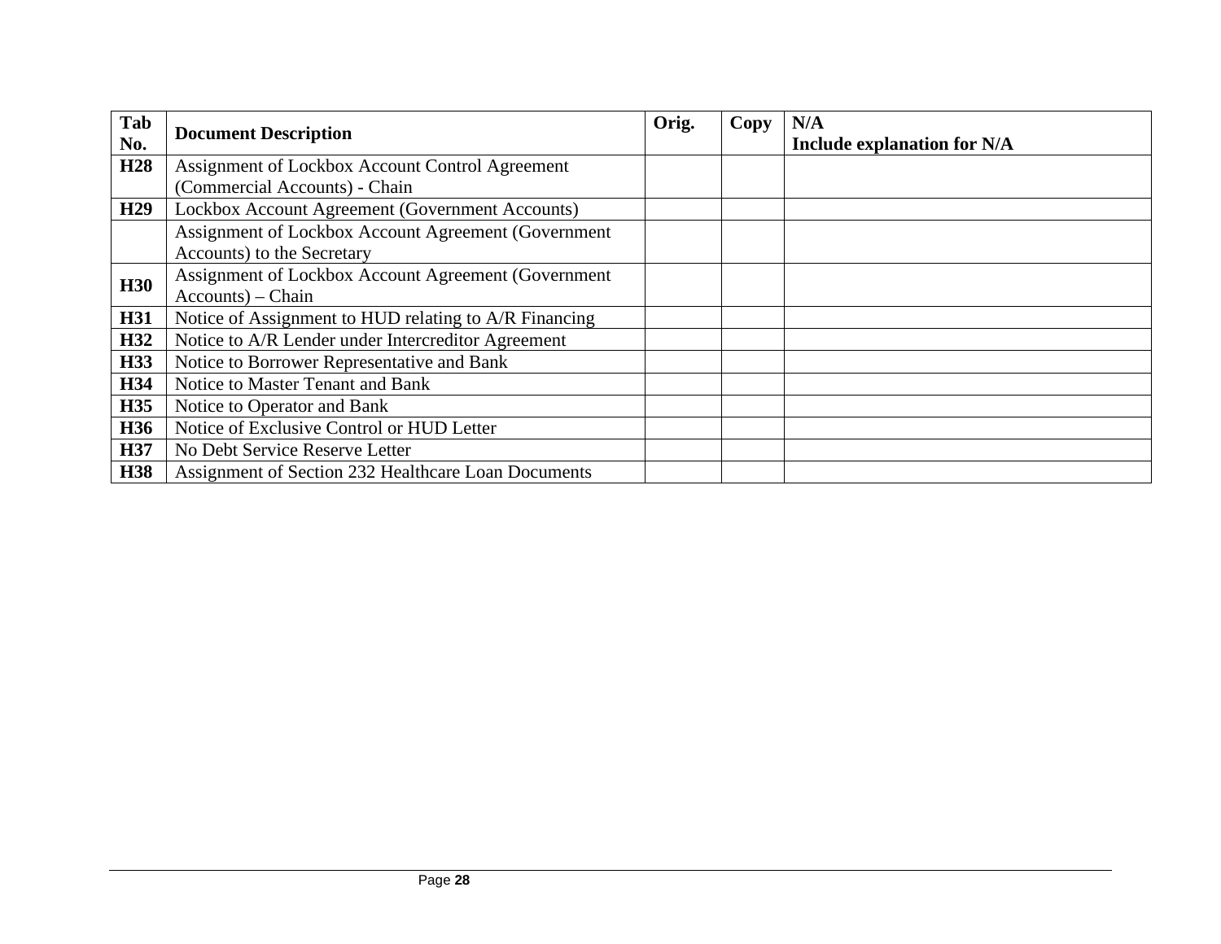| Tab No. | Document Description | Orig. | Copy | N/A<br>Include explanation for N/A |
|---|---|---|---|---|
| **H28** | Assignment of Lockbox Account Control Agreement (Commercial Accounts) - Chain | | | |
| **H29** | Lockbox Account Agreement (Government Accounts) | | | |
| | Assignment of Lockbox Account Agreement (Government Accounts) to the Secretary | | | |
| **H30** | Assignment of Lockbox Account Agreement (Government Accounts) – Chain | | | |
| **H31** | Notice of Assignment to HUD relating to A/R Financing | | | |
| **H32** | Notice to A/R Lender under Intercreditor Agreement | | | |
| **H33** | Notice to Borrower Representative and Bank | | | |
| **H34** | Notice to Master Tenant and Bank | | | |
| **H35** | Notice to Operator and Bank | | | |
| **H36** | Notice of Exclusive Control or HUD Letter | | | |
| **H37** | No Debt Service Reserve Letter | | | |
| **H38** | Assignment of Section 232 Healthcare Loan Documents | | | |